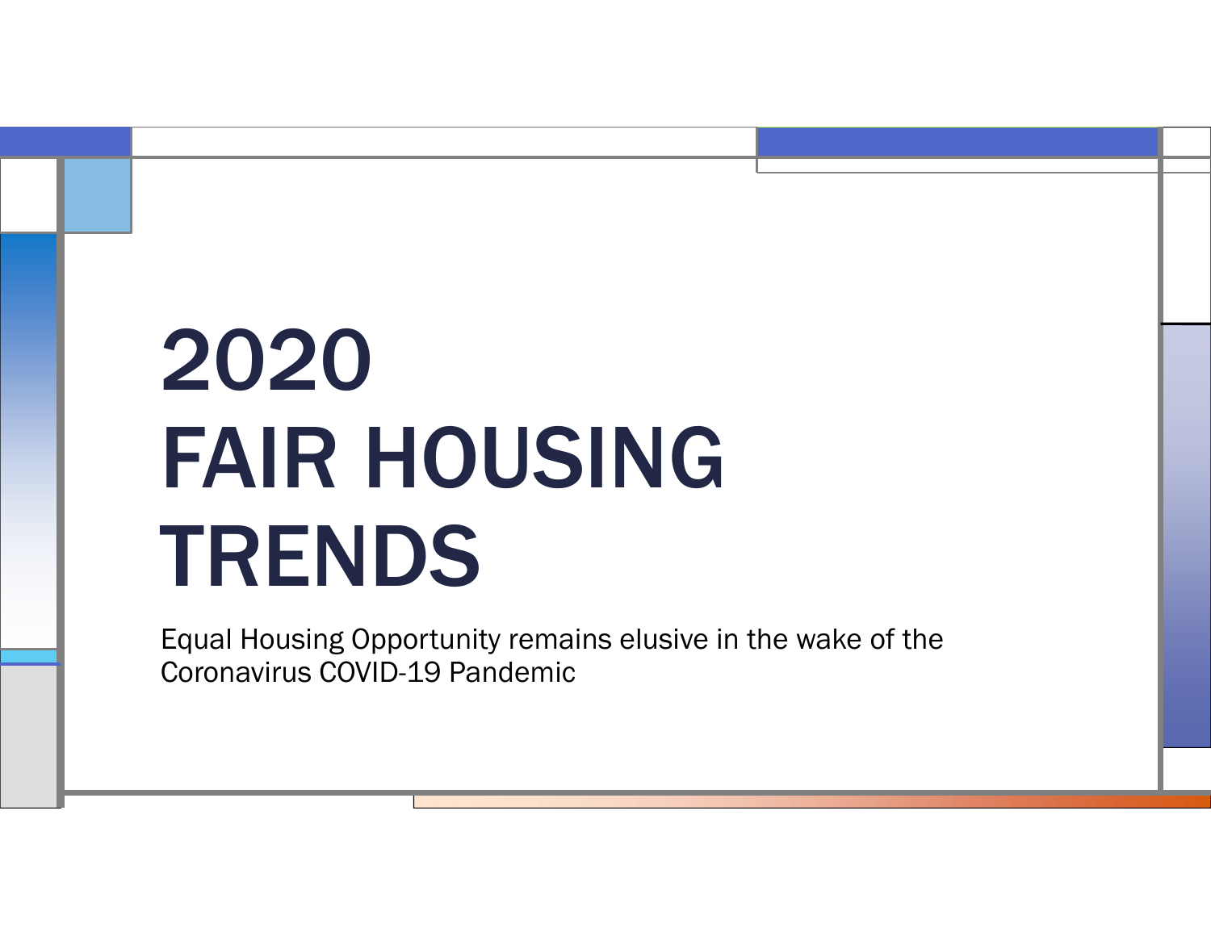# 2020 FAIR HOUSING TRENDS

Equal Housing Opportunity remains elusive in the wake of the Coronavirus COVID-19 Pandemic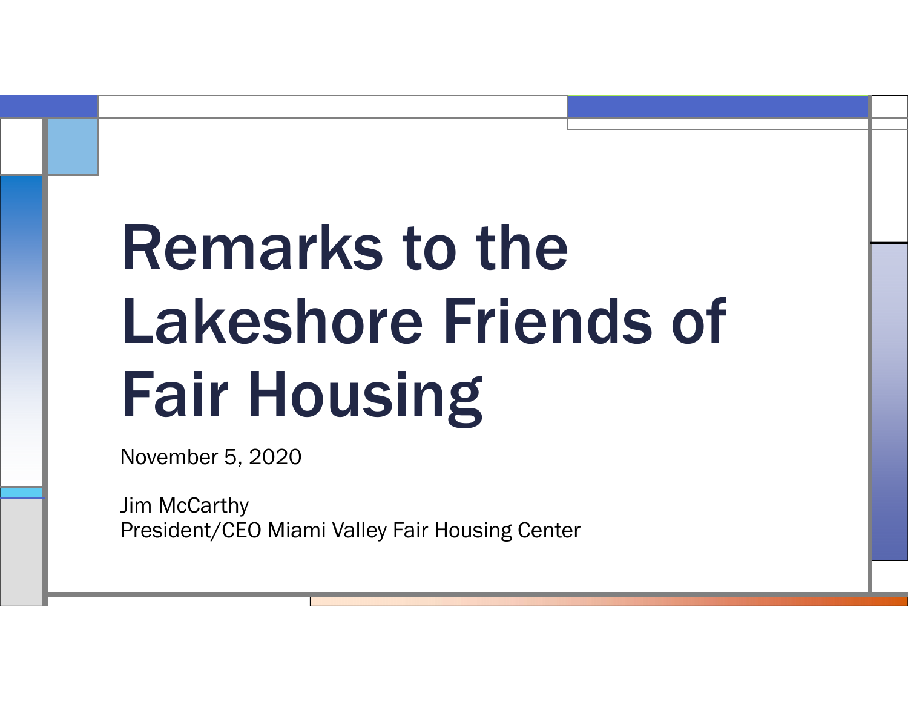# Remarks to the Lakeshore Friends of Fair Housing

November 5, 2020

Jim McCarthy
President/CEO Miami Valley Fair Housing Center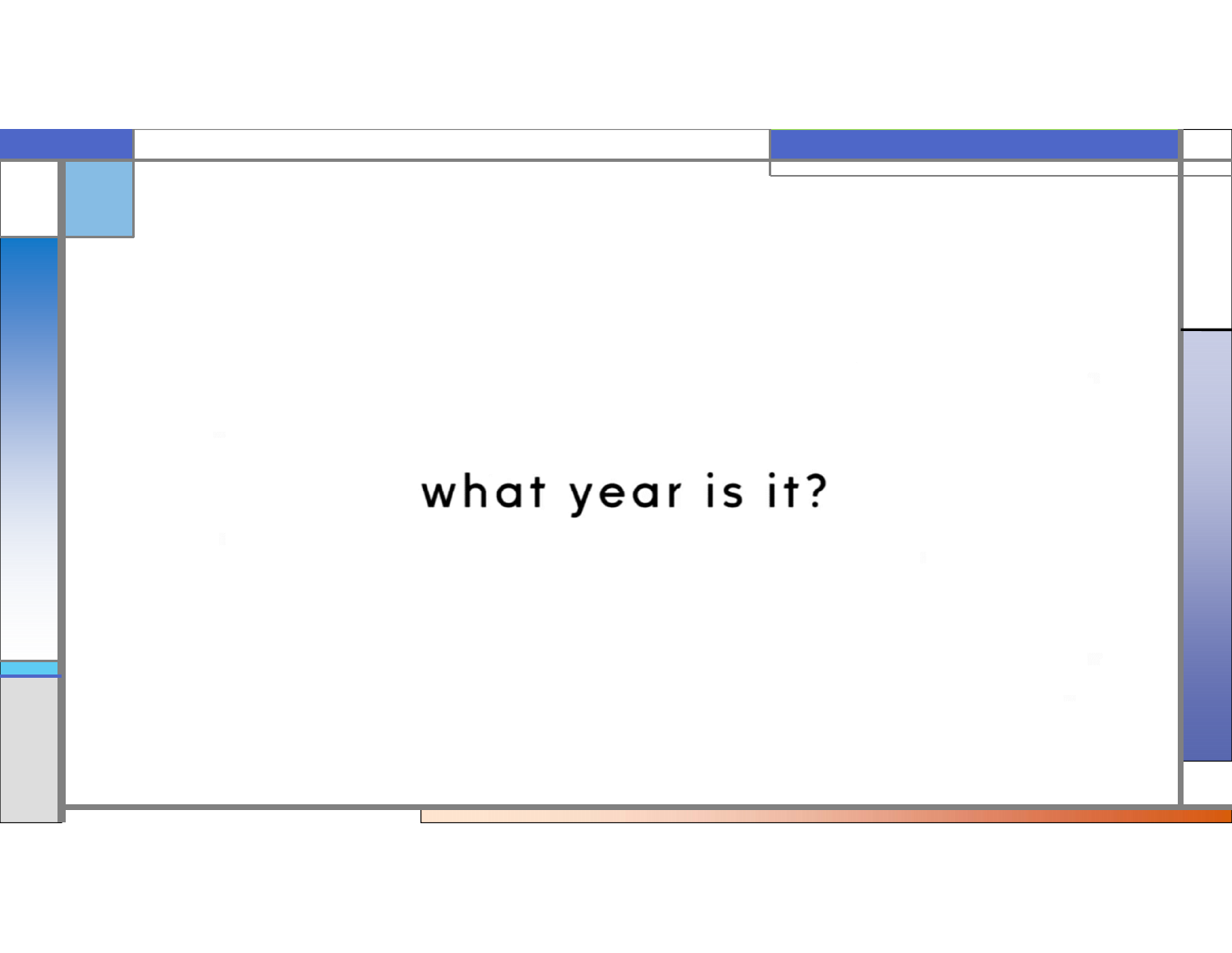what year is it?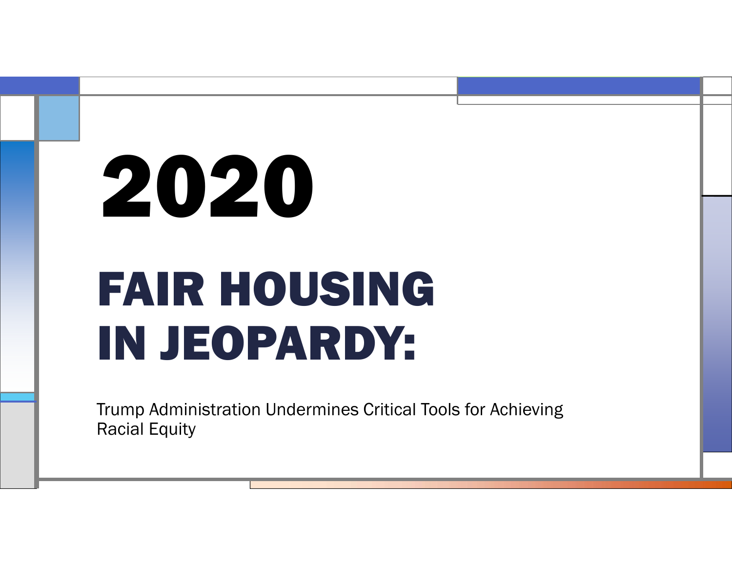# 2020

# FAIR HOUSING IN JEOPARDY:

Trump Administration Undermines Critical Tools for Achieving Racial Equity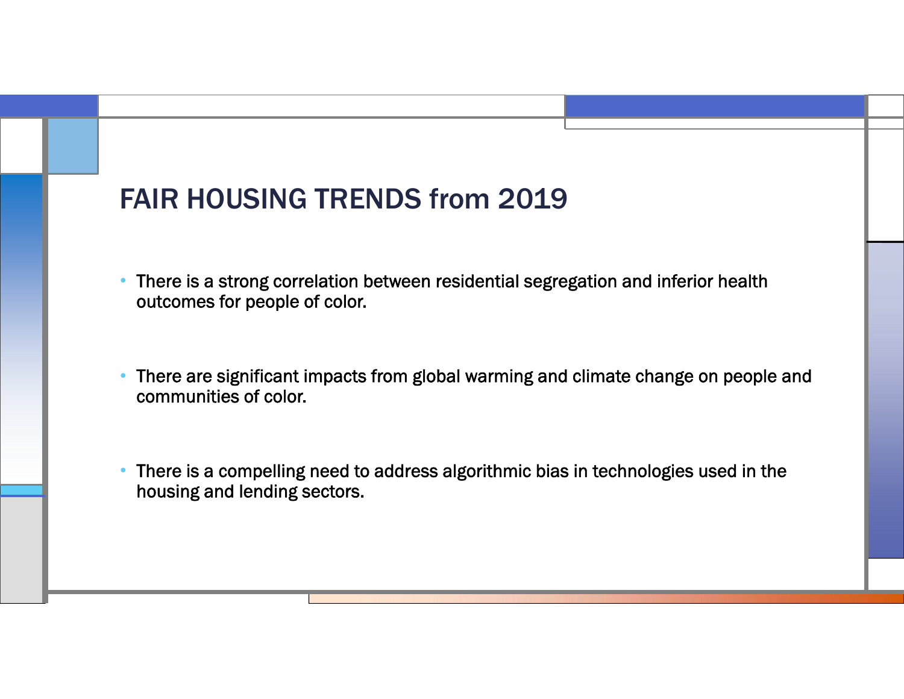# FAIR HOUSING TRENDS from 2019

- There is a strong correlation between residential segregation and inferior health outcomes for people of color.
- There are significant impacts from global warming and climate change on people and communities of color.
- There is a compelling need to address algorithmic bias in technologies used in the housing and lending sectors.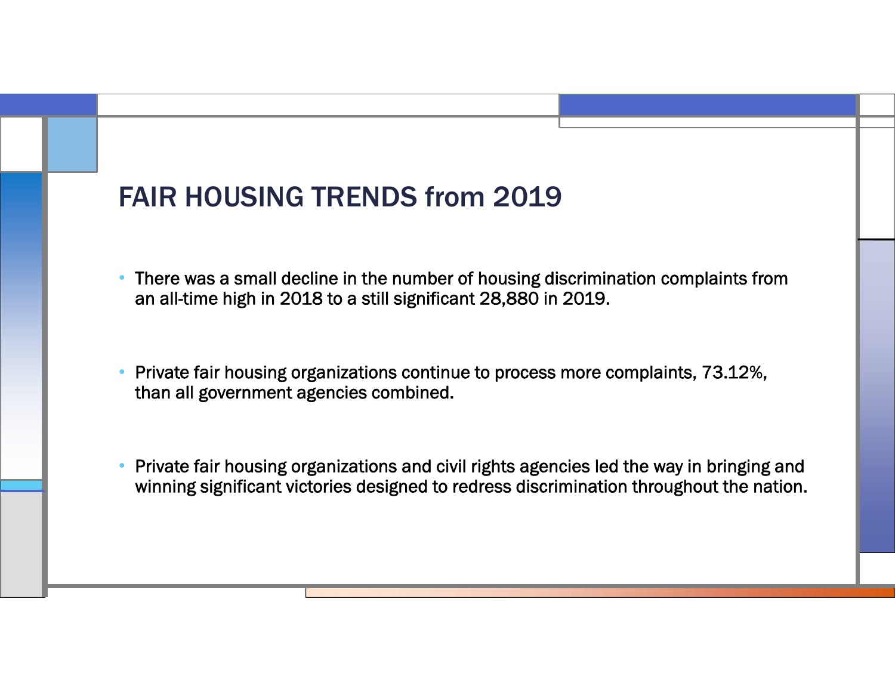# FAIR HOUSING TRENDS from 2019

- There was a small decline in the number of housing discrimination complaints from an all-time high in 2018 to a still significant 28,880 in 2019.
- Private fair housing organizations continue to process more complaints, 73.12%, than all government agencies combined.
- Private fair housing organizations and civil rights agencies led the way in bringing and winning significant victories designed to redress discrimination throughout the nation.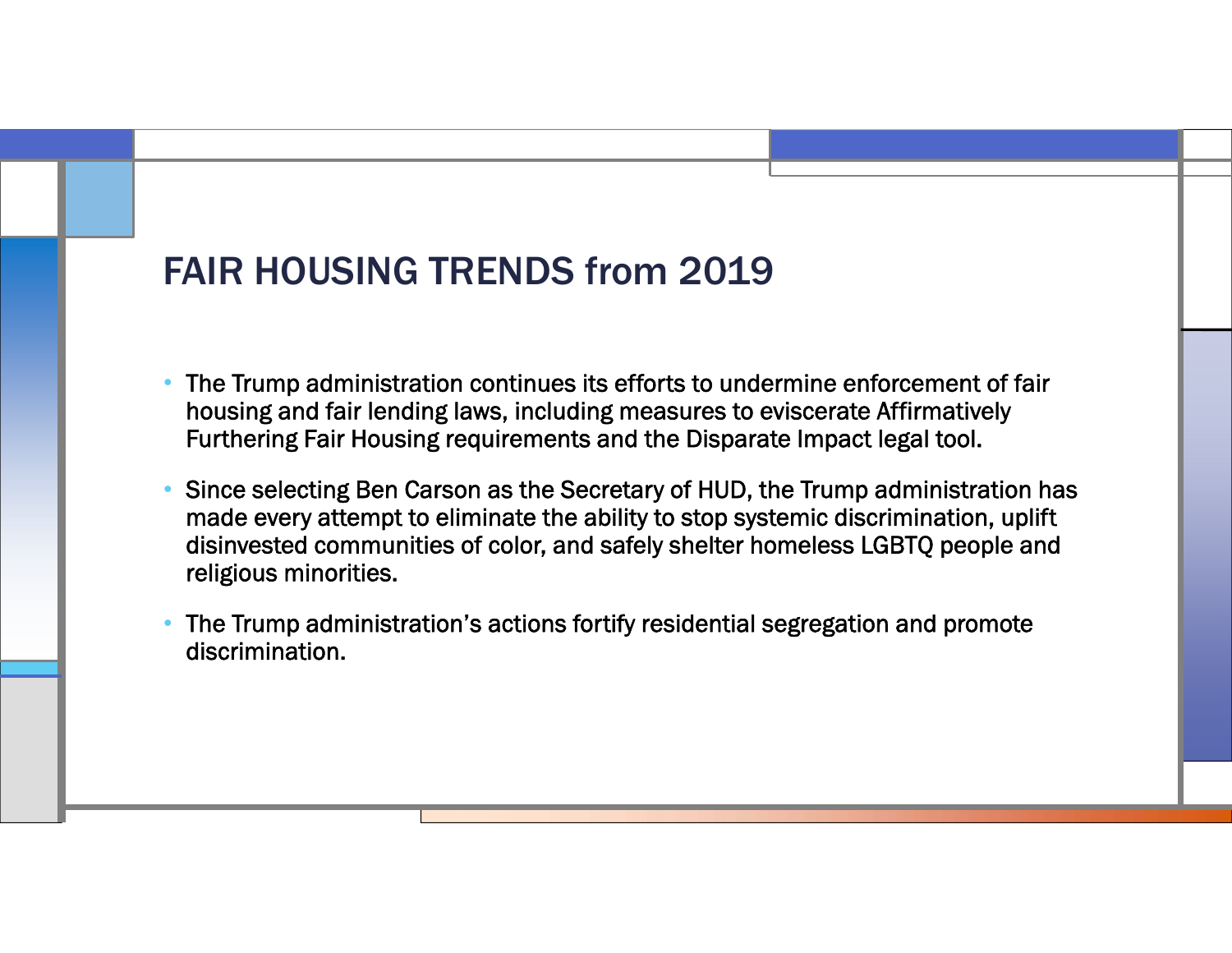# FAIR HOUSING TRENDS from 2019

- The Trump administration continues its efforts to undermine enforcement of fair housing and fair lending laws, including measures to eviscerate Affirmatively Furthering Fair Housing requirements and the Disparate Impact legal tool.
- Since selecting Ben Carson as the Secretary of HUD, the Trump administration has made every attempt to eliminate the ability to stop systemic discrimination, uplift disinvested communities of color, and safely shelter homeless LGBTQ people and religious minorities.
- The Trump administration's actions fortify residential segregation and promote discrimination.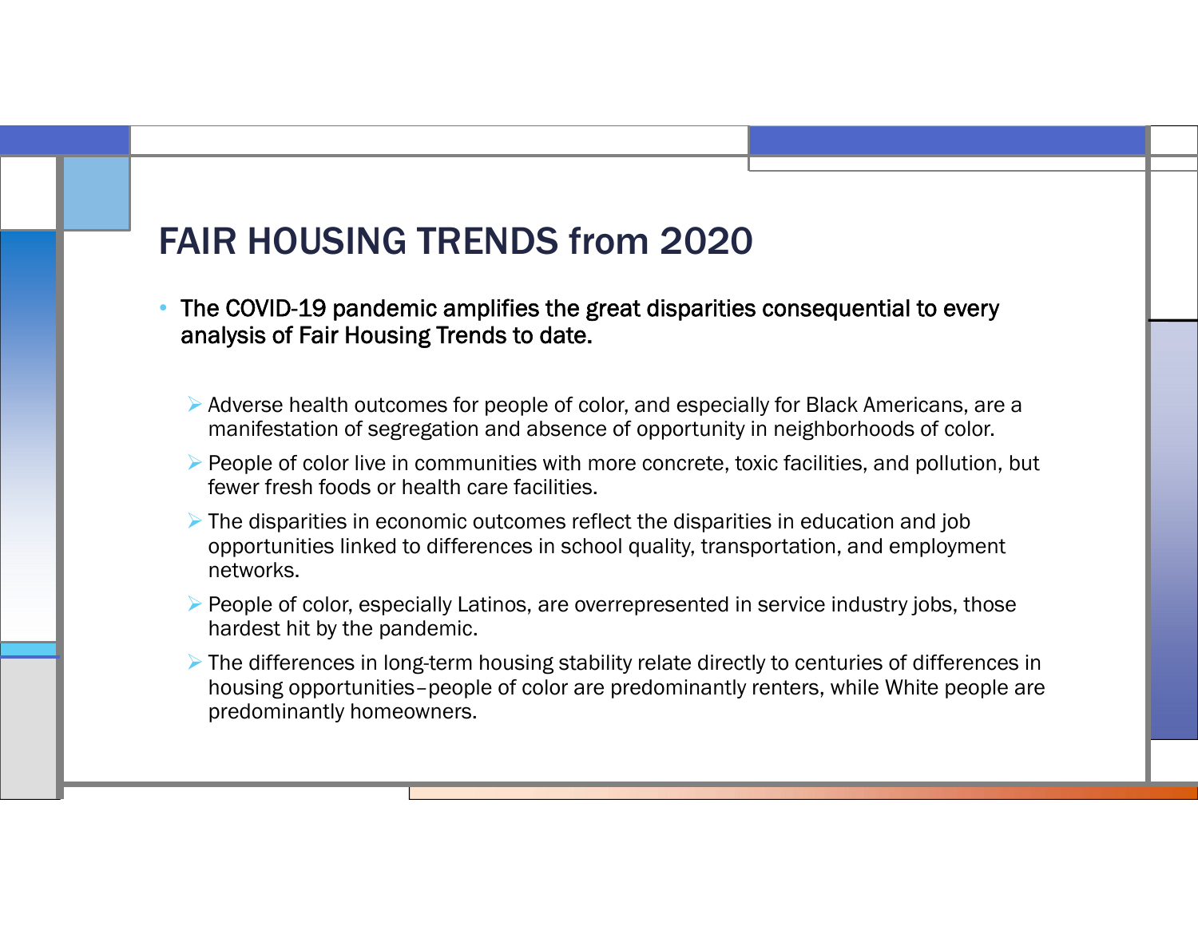# FAIR HOUSING TRENDS from 2020

- The COVID-19 pandemic amplifies the great disparities consequential to every analysis of Fair Housing Trends to date.
  - Adverse health outcomes for people of color, and especially for Black Americans, are a manifestation of segregation and absence of opportunity in neighborhoods of color.
  - People of color live in communities with more concrete, toxic facilities, and pollution, but fewer fresh foods or health care facilities.
  - The disparities in economic outcomes reflect the disparities in education and job opportunities linked to differences in school quality, transportation, and employment networks.
  - People of color, especially Latinos, are overrepresented in service industry jobs, those hardest hit by the pandemic.
  - The differences in long-term housing stability relate directly to centuries of differences in housing opportunities–people of color are predominantly renters, while White people are predominantly homeowners.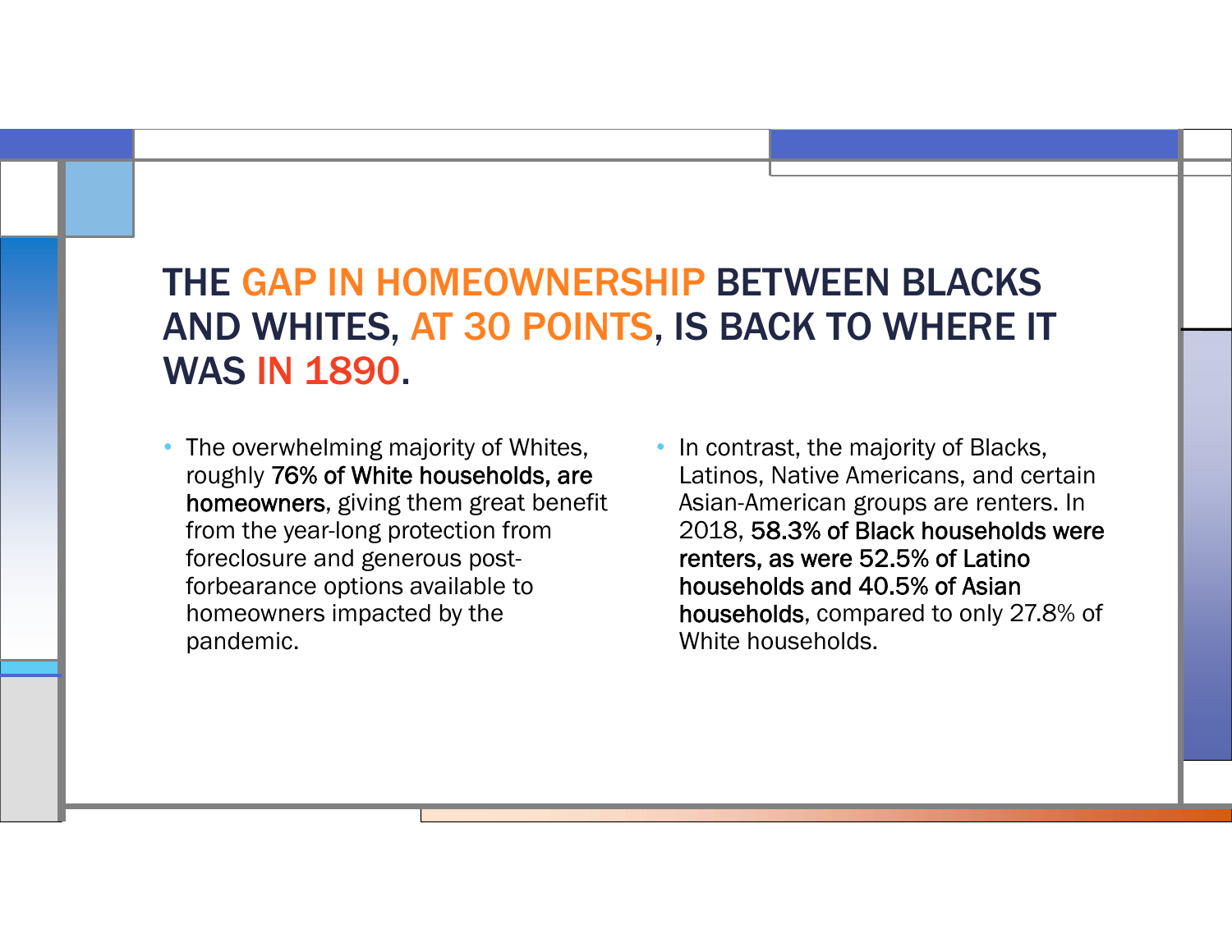# THE GAP IN HOMEOWNERSHIP BETWEEN BLACKS AND WHITES, AT 30 POINTS, IS BACK TO WHERE IT WAS IN 1890.

- The overwhelming majority of Whites, roughly **76% of White households, are homeowners**, giving them great benefit from the year-long protection from foreclosure and generous post-forbearance options available to homeowners impacted by the pandemic.
- In contrast, the majority of Blacks, Latinos, Native Americans, and certain Asian-American groups are renters. In 2018, **58.3% of Black households were renters, as were 52.5% of Latino households and 40.5% of Asian households**, compared to only 27.8% of White households.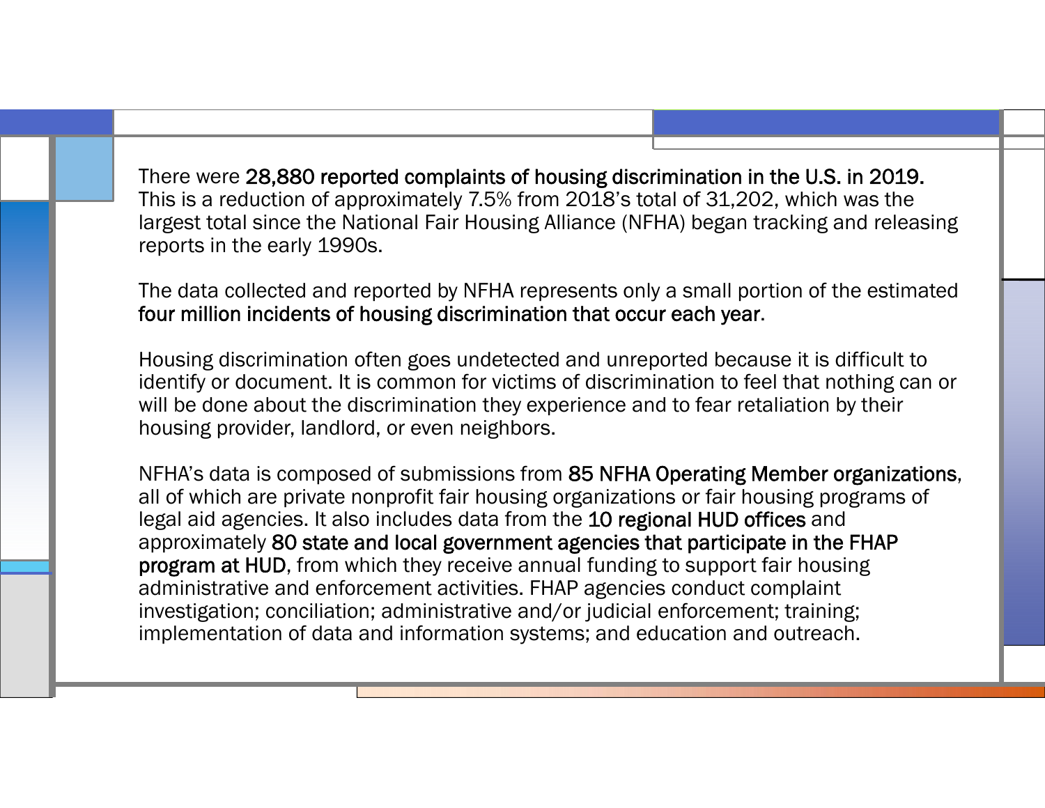There were **28,880 reported complaints of housing discrimination in the U.S. in 2019.** This is a reduction of approximately 7.5% from 2018's total of 31,202, which was the largest total since the National Fair Housing Alliance (NFHA) began tracking and releasing reports in the early 1990s.

The data collected and reported by NFHA represents only a small portion of the estimated **four million incidents of housing discrimination that occur each year**.

Housing discrimination often goes undetected and unreported because it is difficult to identify or document. It is common for victims of discrimination to feel that nothing can or will be done about the discrimination they experience and to fear retaliation by their housing provider, landlord, or even neighbors.

NFHA's data is composed of submissions from **85 NFHA Operating Member organizations**, all of which are private nonprofit fair housing organizations or fair housing programs of legal aid agencies. It also includes data from the **10 regional HUD offices** and approximately **80 state and local government agencies that participate in the FHAP program at HUD**, from which they receive annual funding to support fair housing administrative and enforcement activities. FHAP agencies conduct complaint investigation; conciliation; administrative and/or judicial enforcement; training; implementation of data and information systems; and education and outreach.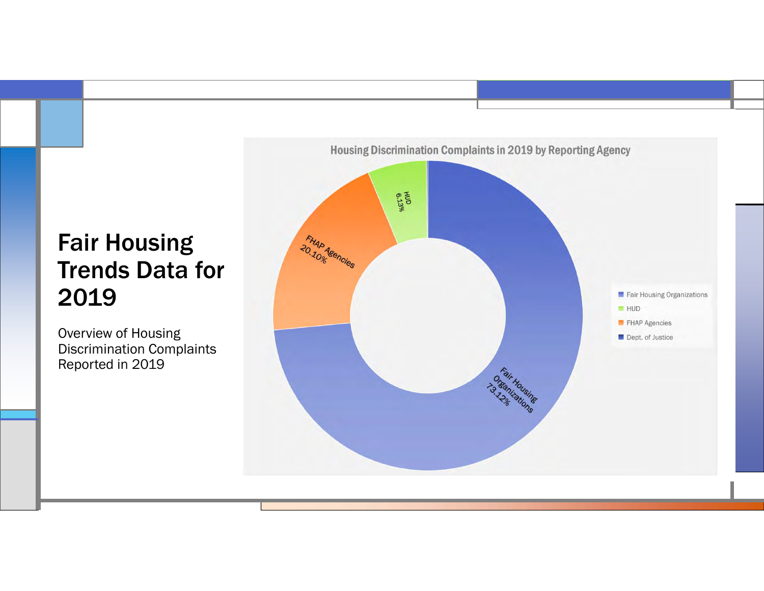# Fair Housing Trends Data for 2019

Overview of Housing Discrimination Complaints Reported in 2019

**Housing Discrimination Complaints in 2019 by Reporting Agency**

| Reporting Agency | Percentage |
| --- | --- |
| Fair Housing Organizations | 73.12% |
| HUD | 6.13% |
| FHAP Agencies | 20.10% |
| Dept. of Justice | |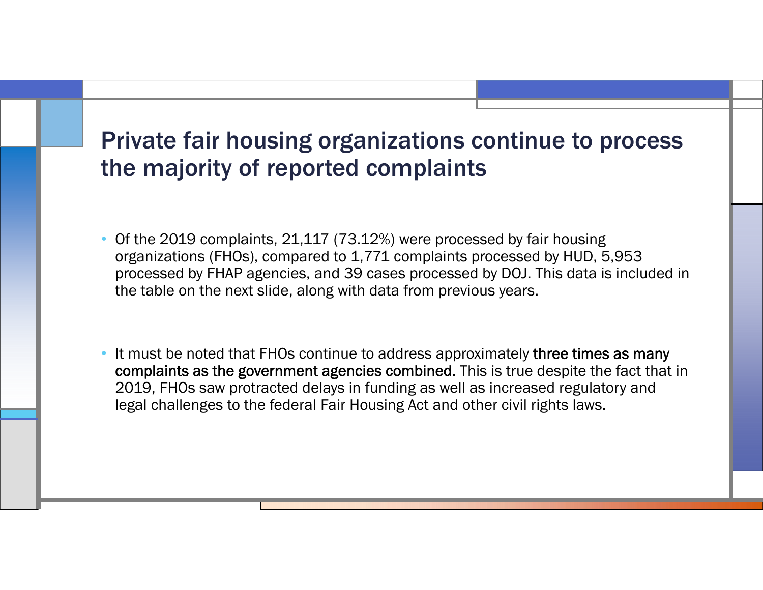# Private fair housing organizations continue to process the majority of reported complaints

- Of the 2019 complaints, 21,117 (73.12%) were processed by fair housing organizations (FHOs), compared to 1,771 complaints processed by HUD, 5,953 processed by FHAP agencies, and 39 cases processed by DOJ. This data is included in the table on the next slide, along with data from previous years.

- It must be noted that FHOs continue to address approximately **three times as many complaints as the government agencies combined.** This is true despite the fact that in 2019, FHOs saw protracted delays in funding as well as increased regulatory and legal challenges to the federal Fair Housing Act and other civil rights laws.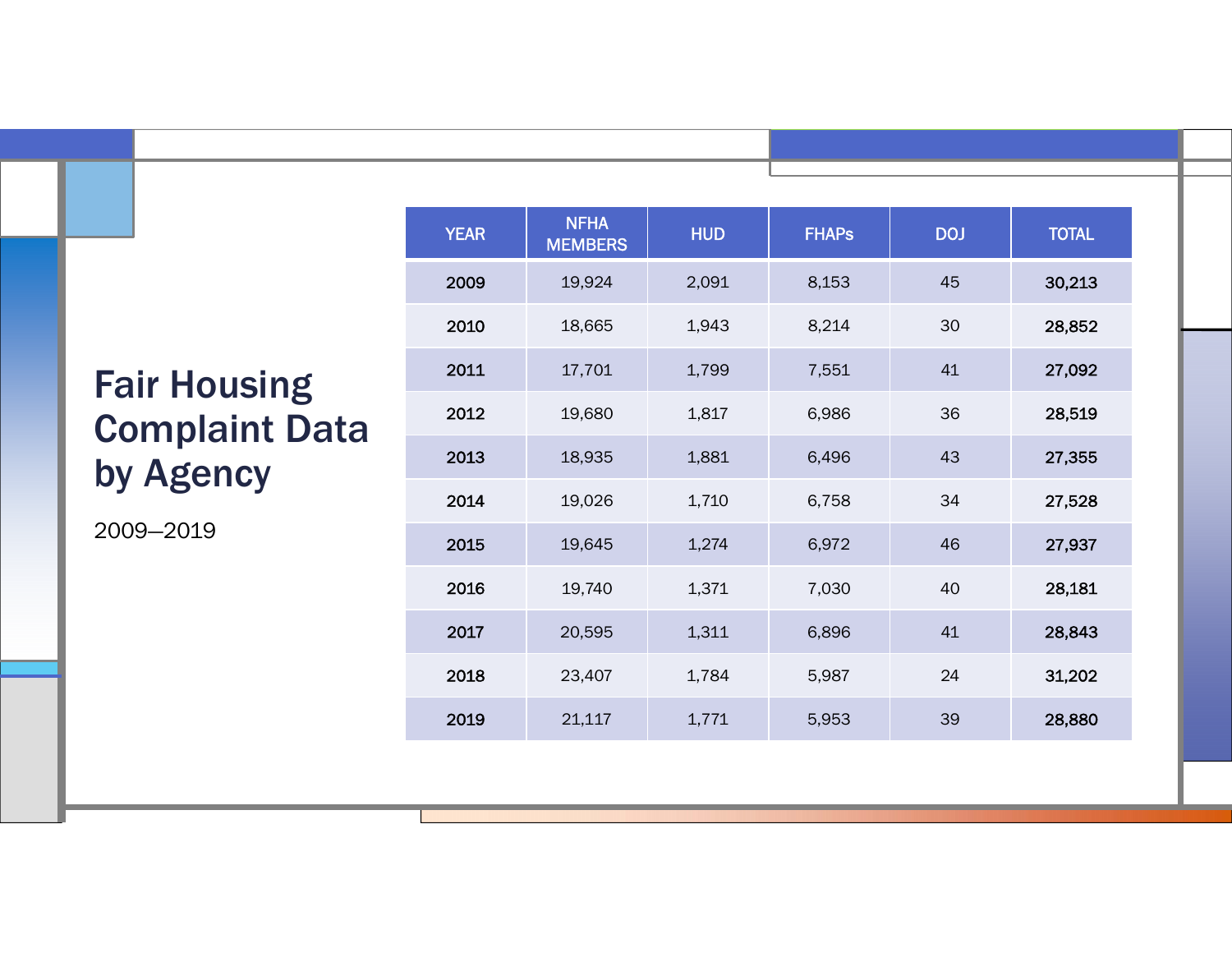# Fair Housing Complaint Data by Agency

2009–2019

| YEAR | NFHA MEMBERS | HUD | FHAPs | DOJ | TOTAL |
|---|---|---|---|---|---|
| **2009** | 19,924 | 2,091 | 8,153 | 45 | **30,213** |
| **2010** | 18,665 | 1,943 | 8,214 | 30 | **28,852** |
| **2011** | 17,701 | 1,799 | 7,551 | 41 | **27,092** |
| **2012** | 19,680 | 1,817 | 6,986 | 36 | **28,519** |
| **2013** | 18,935 | 1,881 | 6,496 | 43 | **27,355** |
| **2014** | 19,026 | 1,710 | 6,758 | 34 | **27,528** |
| **2015** | 19,645 | 1,274 | 6,972 | 46 | **27,937** |
| **2016** | 19,740 | 1,371 | 7,030 | 40 | **28,181** |
| **2017** | 20,595 | 1,311 | 6,896 | 41 | **28,843** |
| **2018** | 23,407 | 1,784 | 5,987 | 24 | **31,202** |
| **2019** | 21,117 | 1,771 | 5,953 | 39 | **28,880** |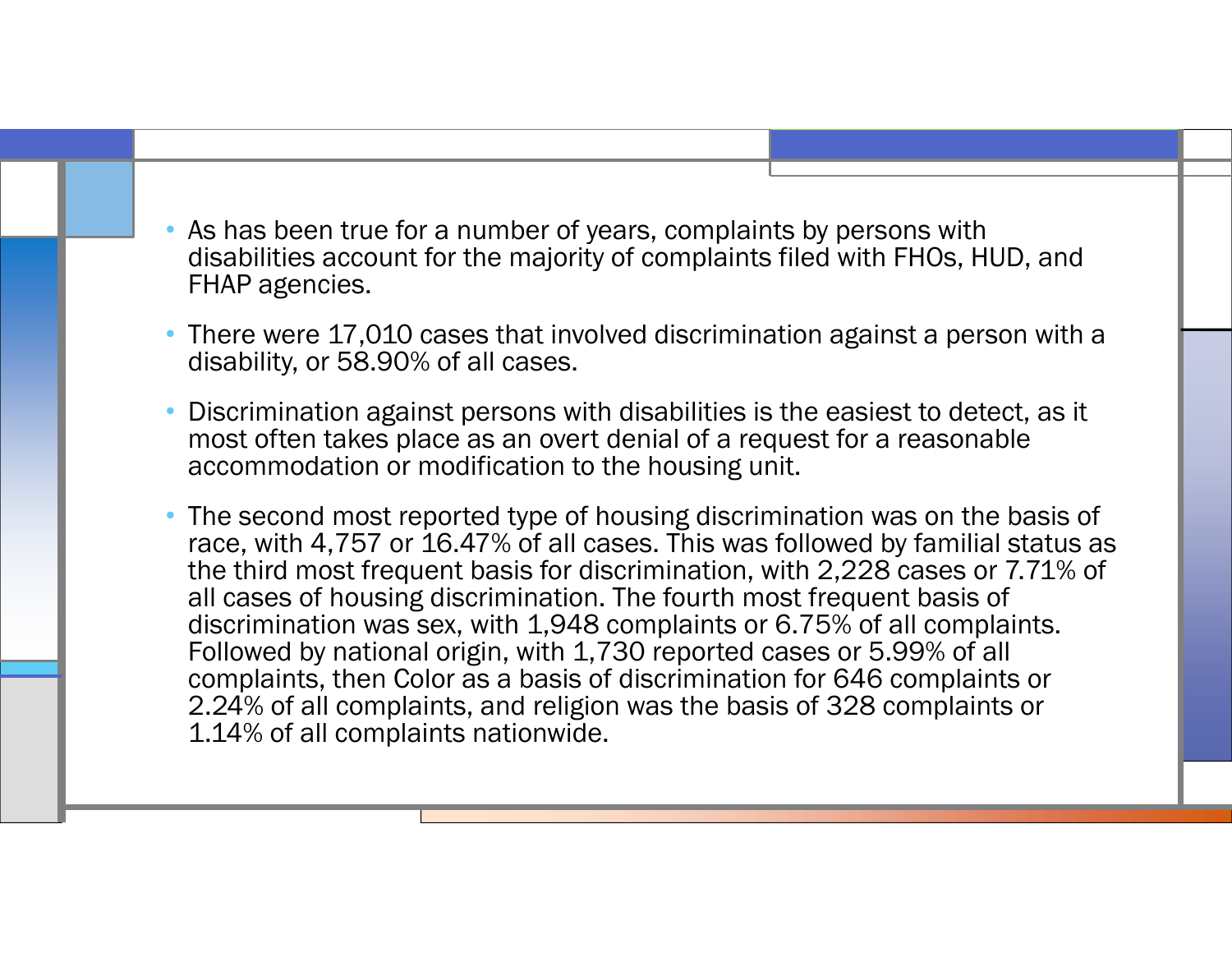- As has been true for a number of years, complaints by persons with disabilities account for the majority of complaints filed with FHOs, HUD, and FHAP agencies.
- There were 17,010 cases that involved discrimination against a person with a disability, or 58.90% of all cases.
- Discrimination against persons with disabilities is the easiest to detect, as it most often takes place as an overt denial of a request for a reasonable accommodation or modification to the housing unit.
- The second most reported type of housing discrimination was on the basis of race, with 4,757 or 16.47% of all cases. This was followed by familial status as the third most frequent basis for discrimination, with 2,228 cases or 7.71% of all cases of housing discrimination. The fourth most frequent basis of discrimination was sex, with 1,948 complaints or 6.75% of all complaints. Followed by national origin, with 1,730 reported cases or 5.99% of all complaints, then Color as a basis of discrimination for 646 complaints or 2.24% of all complaints, and religion was the basis of 328 complaints or 1.14% of all complaints nationwide.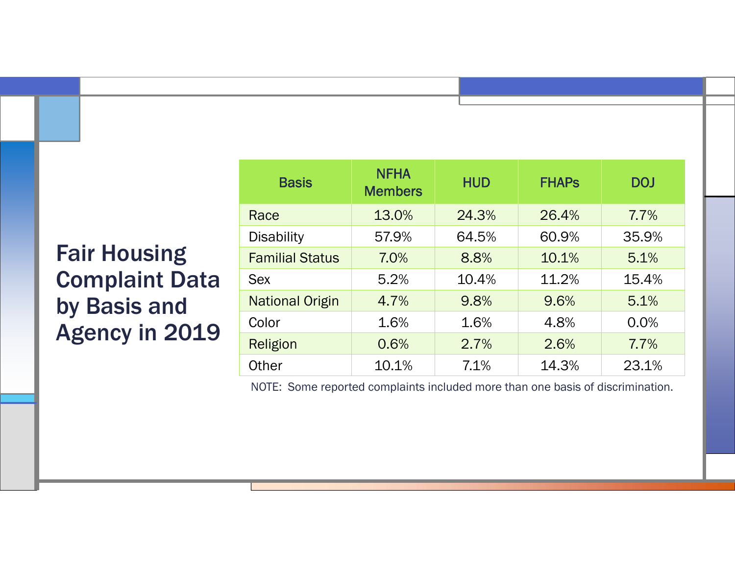# Fair Housing Complaint Data by Basis and Agency in 2019

| Basis | NFHA Members | HUD | FHAPs | DOJ |
|---|---|---|---|---|
| Race | 13.0% | 24.3% | 26.4% | 7.7% |
| Disability | 57.9% | 64.5% | 60.9% | 35.9% |
| Familial Status | 7.0% | 8.8% | 10.1% | 5.1% |
| Sex | 5.2% | 10.4% | 11.2% | 15.4% |
| National Origin | 4.7% | 9.8% | 9.6% | 5.1% |
| Color | 1.6% | 1.6% | 4.8% | 0.0% |
| Religion | 0.6% | 2.7% | 2.6% | 7.7% |
| Other | 10.1% | 7.1% | 14.3% | 23.1% |

NOTE: Some reported complaints included more than one basis of discrimination.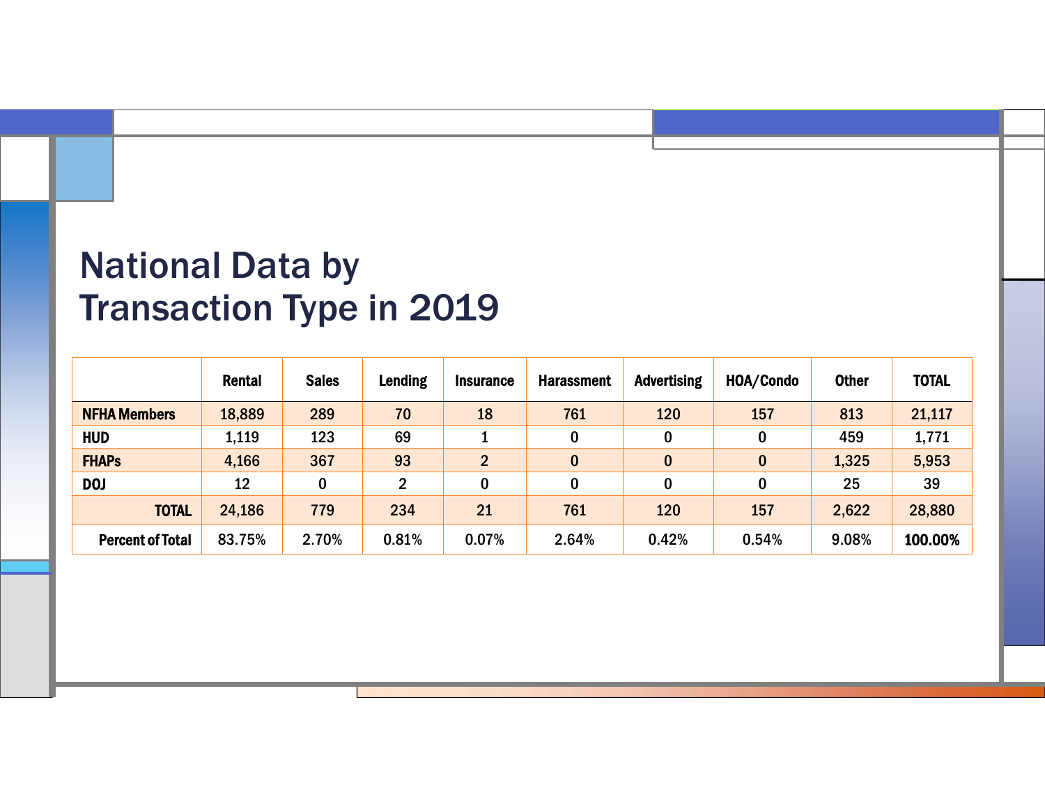# National Data by Transaction Type in 2019

| | Rental | Sales | Lending | Insurance | Harassment | Advertising | HOA/Condo | Other | TOTAL |
|---|---|---|---|---|---|---|---|---|---|
| **NFHA Members** | 18,889 | 289 | 70 | 18 | 761 | 120 | 157 | 813 | 21,117 |
| **HUD** | 1,119 | 123 | 69 | 1 | 0 | 0 | 0 | 459 | 1,771 |
| **FHAPs** | 4,166 | 367 | 93 | 2 | 0 | 0 | 0 | 1,325 | 5,953 |
| **DOJ** | 12 | 0 | 2 | 0 | 0 | 0 | 0 | 25 | 39 |
| **TOTAL** | 24,186 | 779 | 234 | 21 | 761 | 120 | 157 | 2,622 | 28,880 |
| **Percent of Total** | 83.75% | 2.70% | 0.81% | 0.07% | 2.64% | 0.42% | 0.54% | 9.08% | **100.00%** |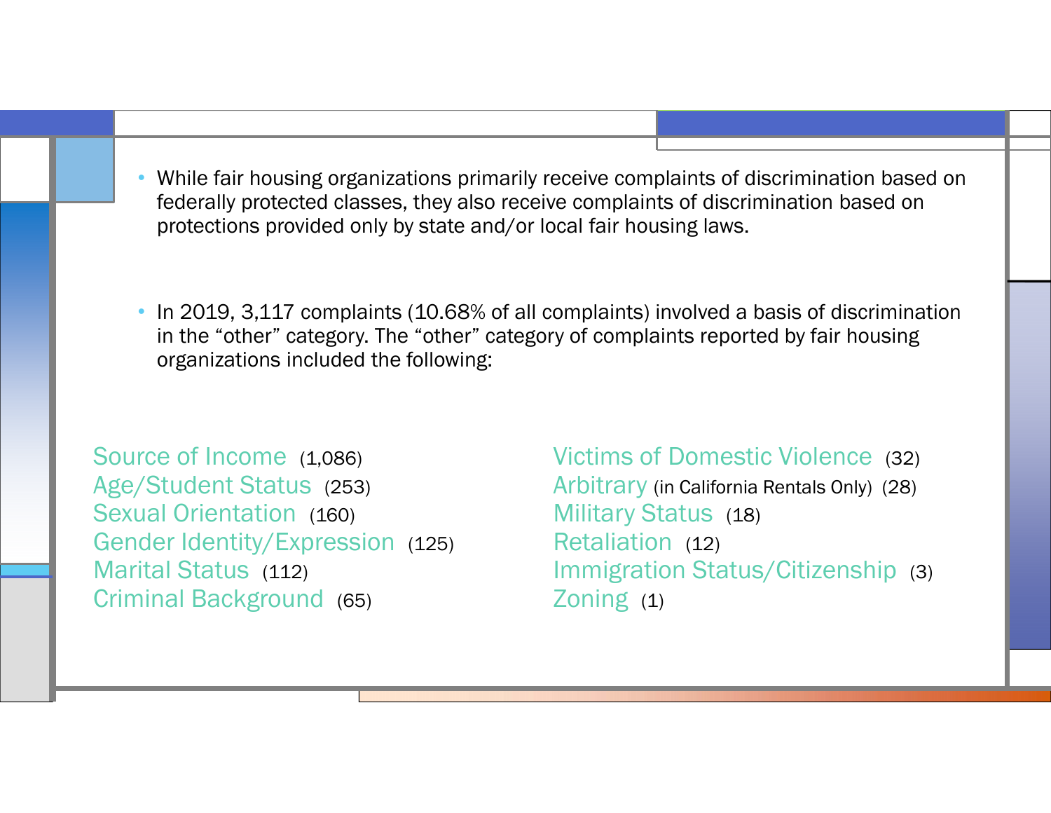- While fair housing organizations primarily receive complaints of discrimination based on federally protected classes, they also receive complaints of discrimination based on protections provided only by state and/or local fair housing laws.

- In 2019, 3,117 complaints (10.68% of all complaints) involved a basis of discrimination in the "other" category. The "other" category of complaints reported by fair housing organizations included the following:

Source of Income (1,086)
Age/Student Status (253)
Sexual Orientation (160)
Gender Identity/Expression (125)
Marital Status (112)
Criminal Background (65)
Victims of Domestic Violence (32)
Arbitrary (in California Rentals Only) (28)
Military Status (18)
Retaliation (12)
Immigration Status/Citizenship (3)
Zoning (1)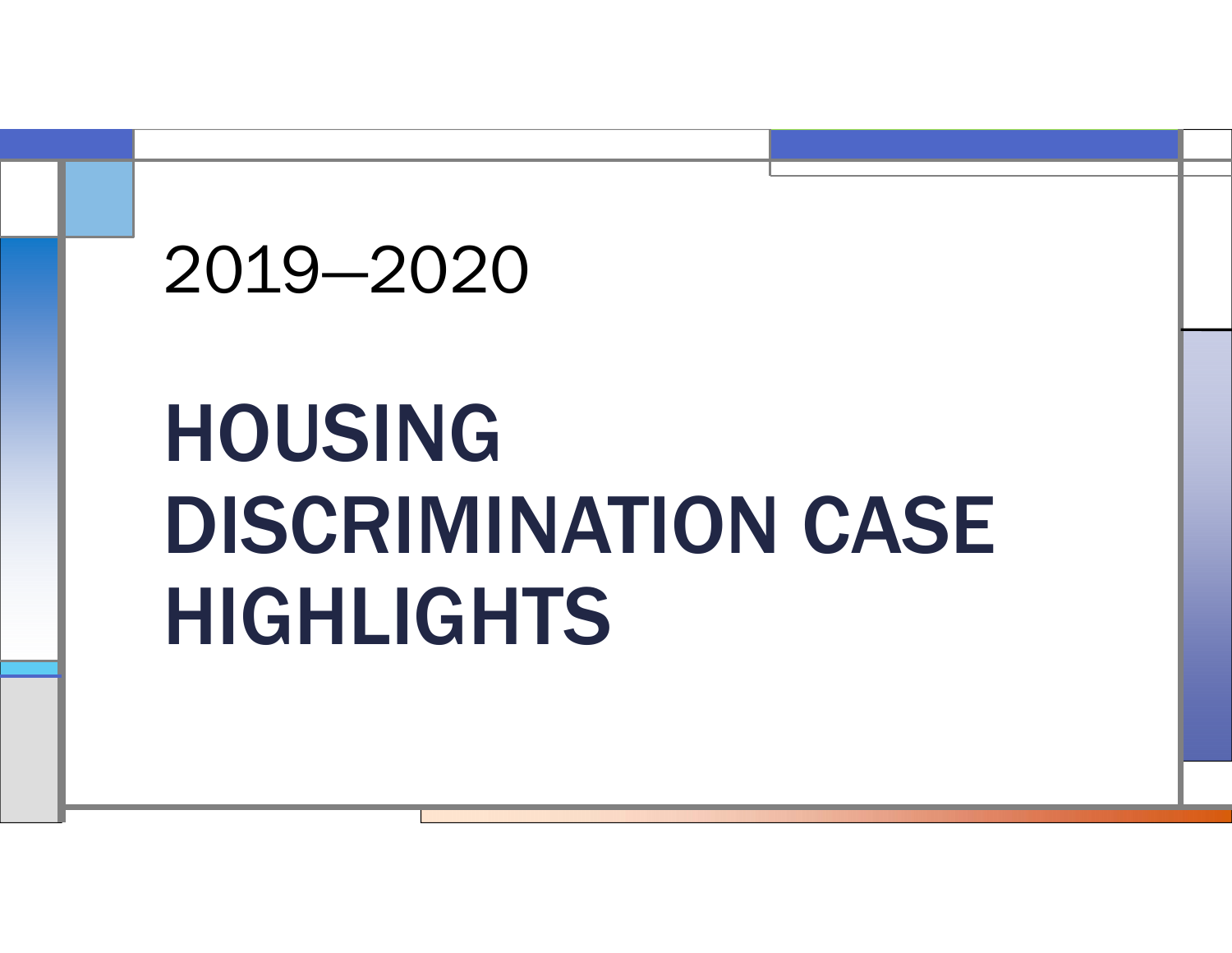2019–2020

# HOUSING DISCRIMINATION CASE HIGHLIGHTS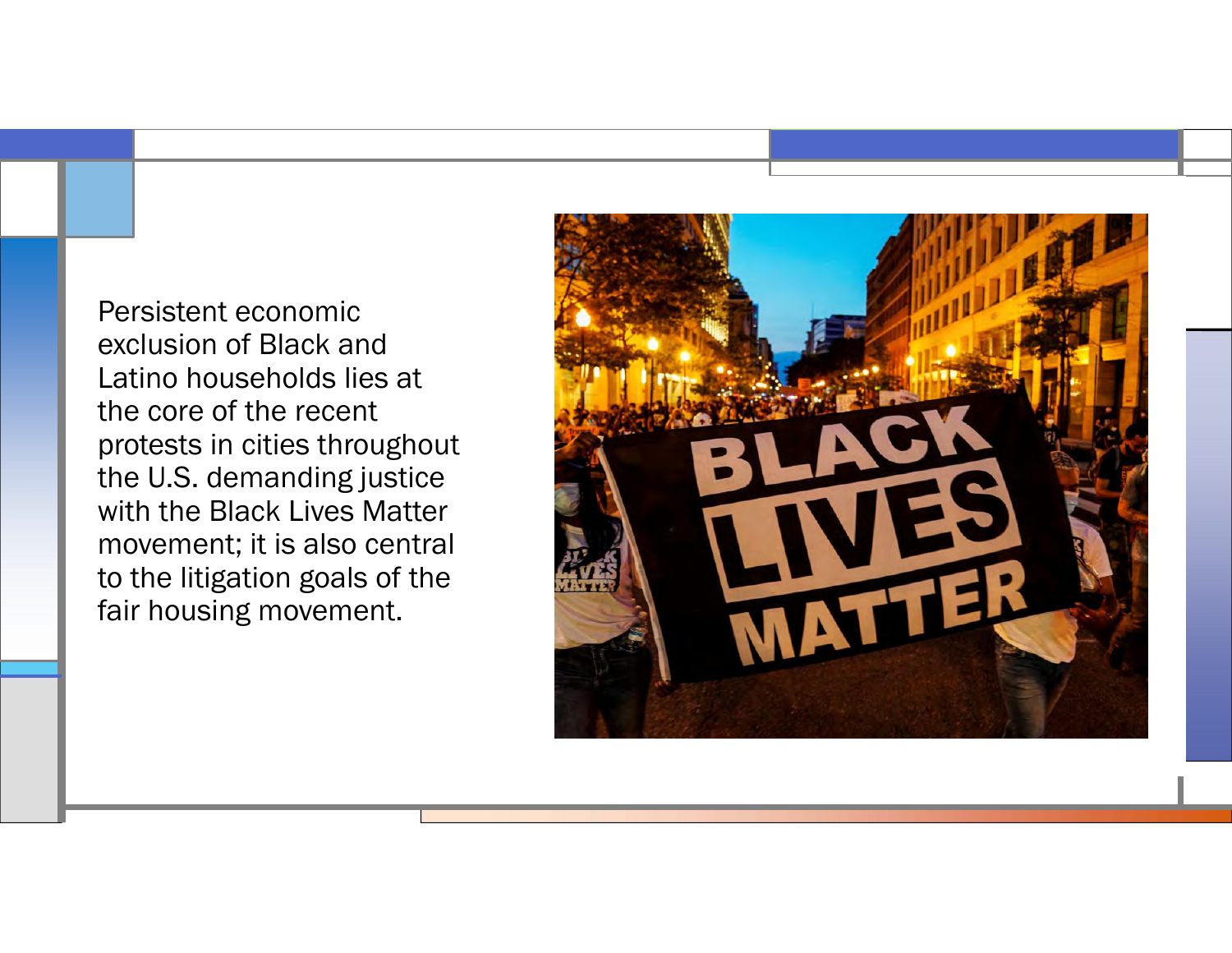Persistent economic exclusion of Black and Latino households lies at the core of the recent protests in cities throughout the U.S. demanding justice with the Black Lives Matter movement; it is also central to the litigation goals of the fair housing movement.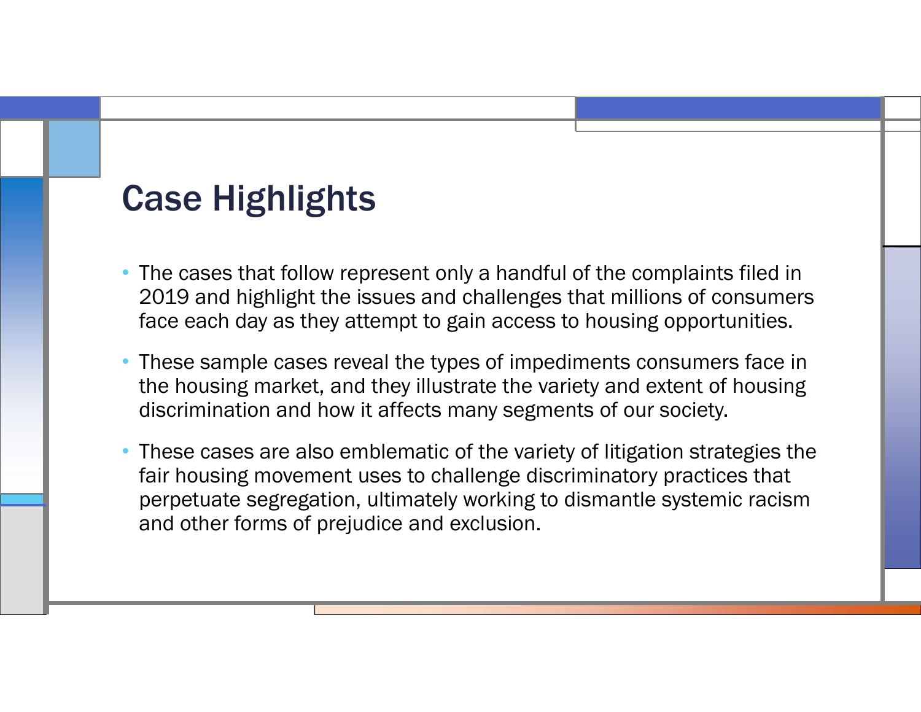# Case Highlights

- The cases that follow represent only a handful of the complaints filed in 2019 and highlight the issues and challenges that millions of consumers face each day as they attempt to gain access to housing opportunities.
- These sample cases reveal the types of impediments consumers face in the housing market, and they illustrate the variety and extent of housing discrimination and how it affects many segments of our society.
- These cases are also emblematic of the variety of litigation strategies the fair housing movement uses to challenge discriminatory practices that perpetuate segregation, ultimately working to dismantle systemic racism and other forms of prejudice and exclusion.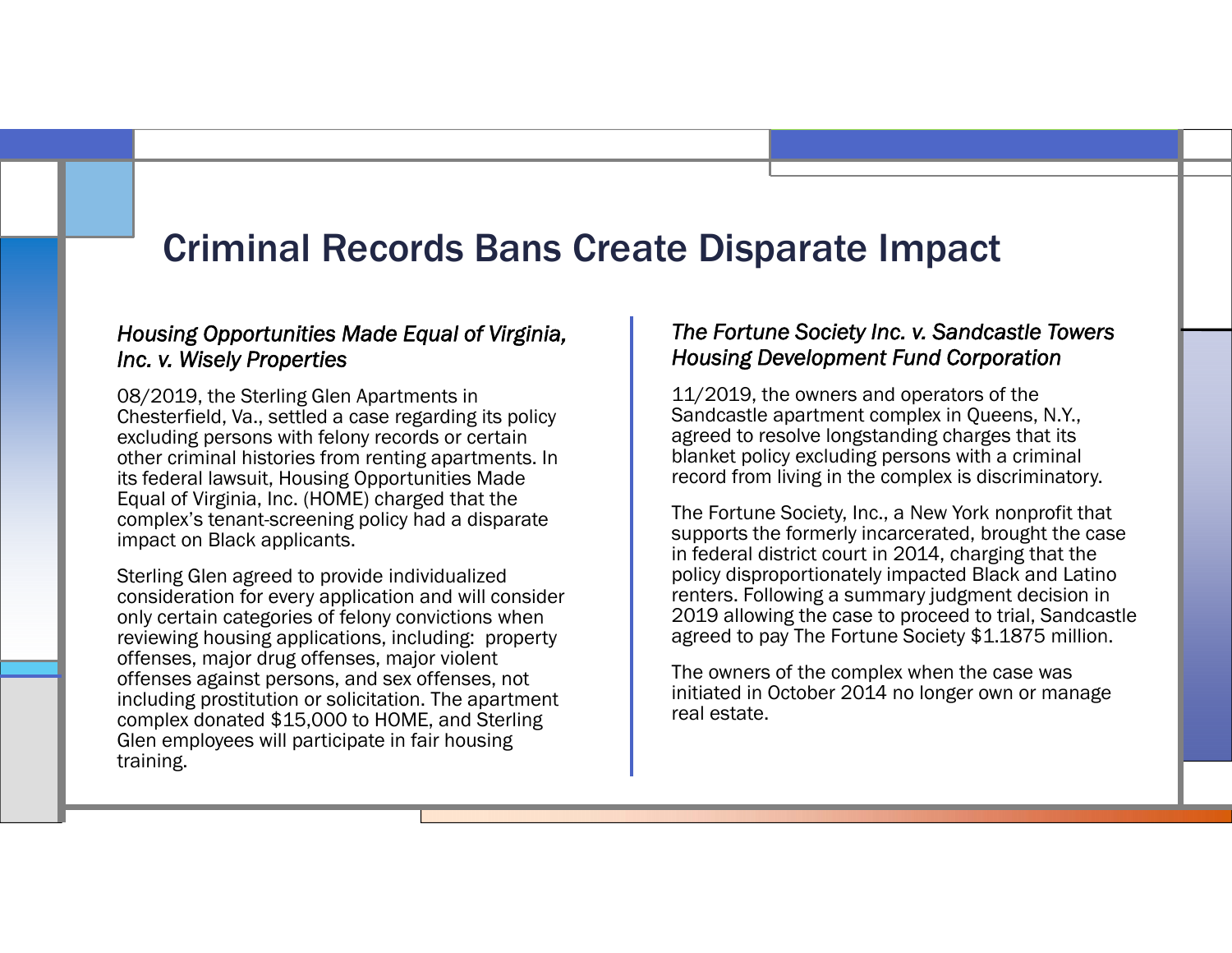# Criminal Records Bans Create Disparate Impact

### *Housing Opportunities Made Equal of Virginia, Inc. v. Wisely Properties*

08/2019, the Sterling Glen Apartments in Chesterfield, Va., settled a case regarding its policy excluding persons with felony records or certain other criminal histories from renting apartments. In its federal lawsuit, Housing Opportunities Made Equal of Virginia, Inc. (HOME) charged that the complex's tenant-screening policy had a disparate impact on Black applicants.

Sterling Glen agreed to provide individualized consideration for every application and will consider only certain categories of felony convictions when reviewing housing applications, including: property offenses, major drug offenses, major violent offenses against persons, and sex offenses, not including prostitution or solicitation. The apartment complex donated $15,000 to HOME, and Sterling Glen employees will participate in fair housing training.

### *The Fortune Society Inc. v. Sandcastle Towers Housing Development Fund Corporation*

11/2019, the owners and operators of the Sandcastle apartment complex in Queens, N.Y., agreed to resolve longstanding charges that its blanket policy excluding persons with a criminal record from living in the complex is discriminatory.

The Fortune Society, Inc., a New York nonprofit that supports the formerly incarcerated, brought the case in federal district court in 2014, charging that the policy disproportionately impacted Black and Latino renters. Following a summary judgment decision in 2019 allowing the case to proceed to trial, Sandcastle agreed to pay The Fortune Society $1.1875 million.

The owners of the complex when the case was initiated in October 2014 no longer own or manage real estate.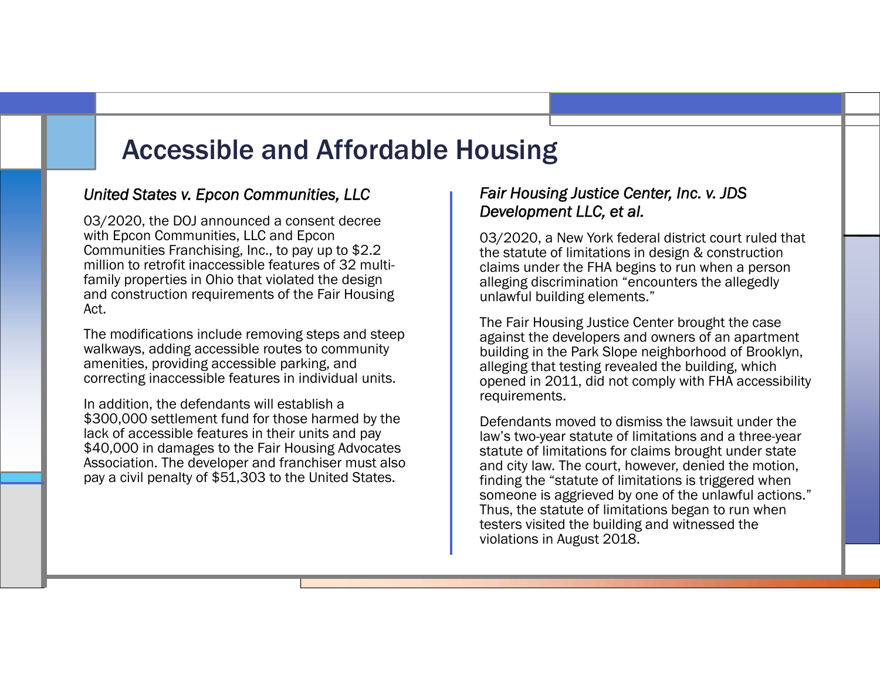# Accessible and Affordable Housing

### *United States v. Epcon Communities, LLC*

03/2020, the DOJ announced a consent decree with Epcon Communities, LLC and Epcon Communities Franchising, Inc., to pay up to $2.2 million to retrofit inaccessible features of 32 multi-family properties in Ohio that violated the design and construction requirements of the Fair Housing Act.

The modifications include removing steps and steep walkways, adding accessible routes to community amenities, providing accessible parking, and correcting inaccessible features in individual units.

In addition, the defendants will establish a $300,000 settlement fund for those harmed by the lack of accessible features in their units and pay $40,000 in damages to the Fair Housing Advocates Association. The developer and franchiser must also pay a civil penalty of $51,303 to the United States.

### *Fair Housing Justice Center, Inc. v. JDS Development LLC, et al.*

03/2020, a New York federal district court ruled that the statute of limitations in design & construction claims under the FHA begins to run when a person alleging discrimination "encounters the allegedly unlawful building elements."

The Fair Housing Justice Center brought the case against the developers and owners of an apartment building in the Park Slope neighborhood of Brooklyn, alleging that testing revealed the building, which opened in 2011, did not comply with FHA accessibility requirements.

Defendants moved to dismiss the lawsuit under the law's two-year statute of limitations and a three-year statute of limitations for claims brought under state and city law. The court, however, denied the motion, finding the "statute of limitations is triggered when someone is aggrieved by one of the unlawful actions." Thus, the statute of limitations began to run when testers visited the building and witnessed the violations in August 2018.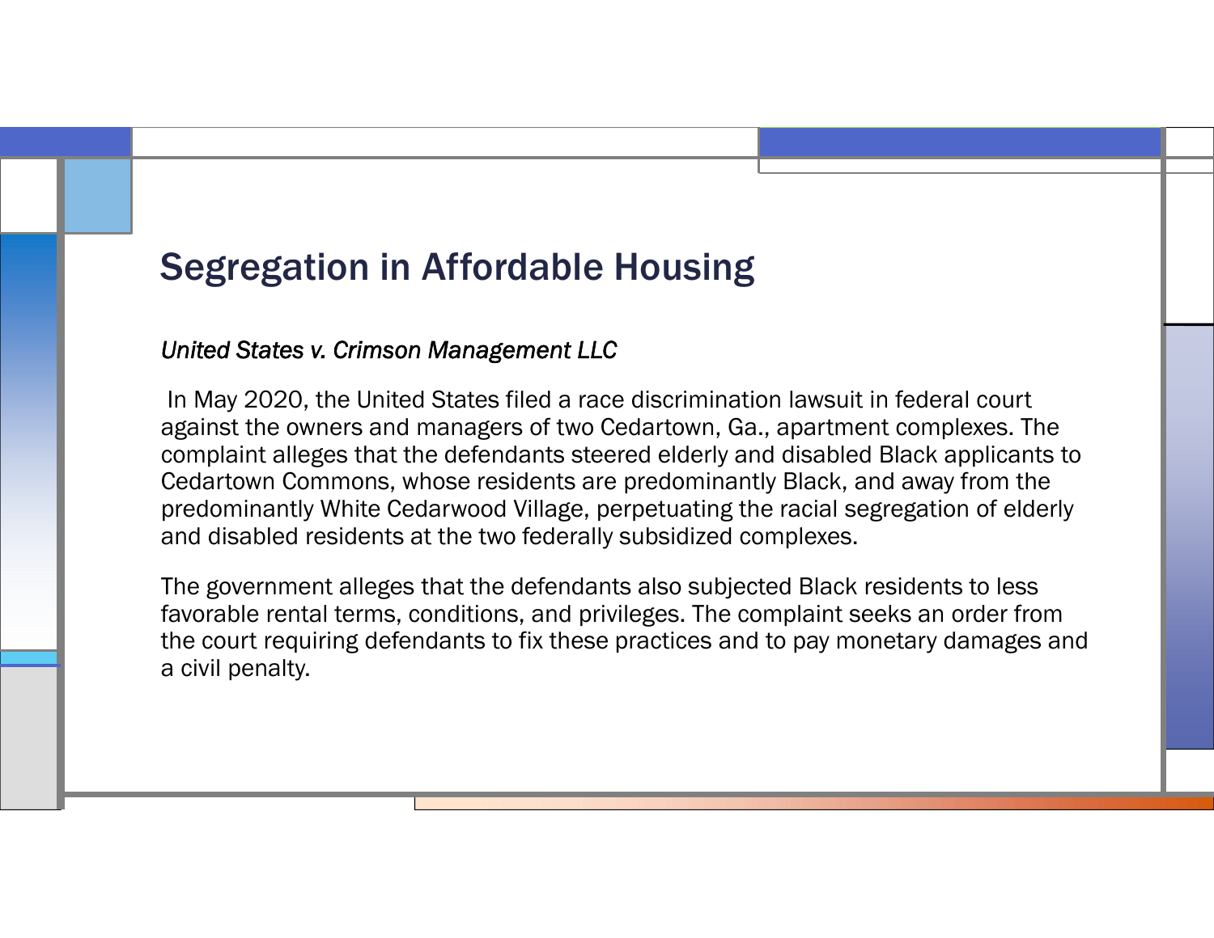# Segregation in Affordable Housing

*United States v. Crimson Management LLC*

In May 2020, the United States filed a race discrimination lawsuit in federal court against the owners and managers of two Cedartown, Ga., apartment complexes. The complaint alleges that the defendants steered elderly and disabled Black applicants to Cedartown Commons, whose residents are predominantly Black, and away from the predominantly White Cedarwood Village, perpetuating the racial segregation of elderly and disabled residents at the two federally subsidized complexes.

The government alleges that the defendants also subjected Black residents to less favorable rental terms, conditions, and privileges. The complaint seeks an order from the court requiring defendants to fix these practices and to pay monetary damages and a civil penalty.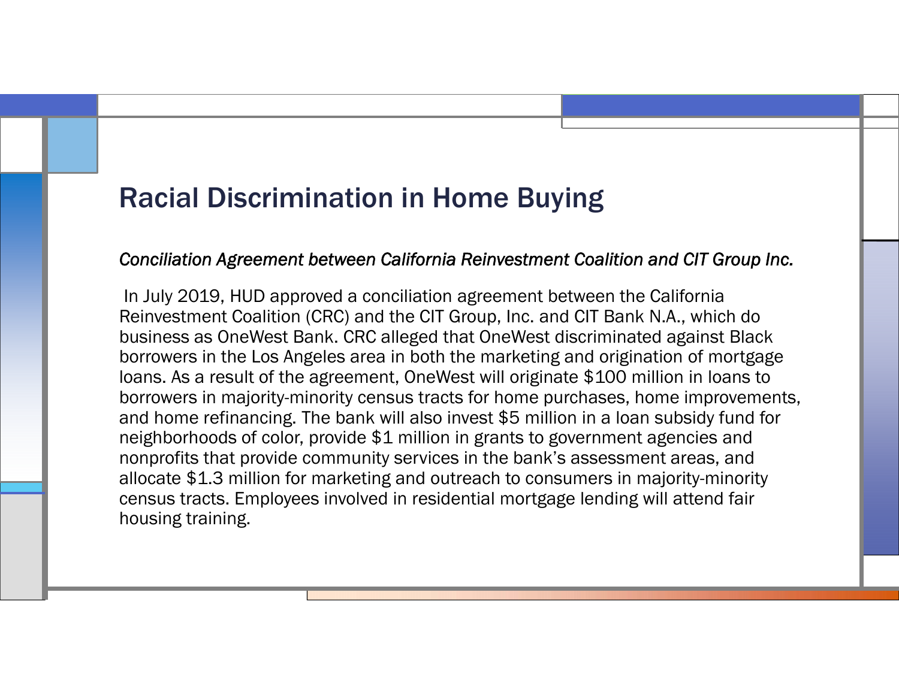# Racial Discrimination in Home Buying

*Conciliation Agreement between California Reinvestment Coalition and CIT Group Inc.*

In July 2019, HUD approved a conciliation agreement between the California Reinvestment Coalition (CRC) and the CIT Group, Inc. and CIT Bank N.A., which do business as OneWest Bank. CRC alleged that OneWest discriminated against Black borrowers in the Los Angeles area in both the marketing and origination of mortgage loans. As a result of the agreement, OneWest will originate $100 million in loans to borrowers in majority-minority census tracts for home purchases, home improvements, and home refinancing. The bank will also invest $5 million in a loan subsidy fund for neighborhoods of color, provide $1 million in grants to government agencies and nonprofits that provide community services in the bank's assessment areas, and allocate $1.3 million for marketing and outreach to consumers in majority-minority census tracts. Employees involved in residential mortgage lending will attend fair housing training.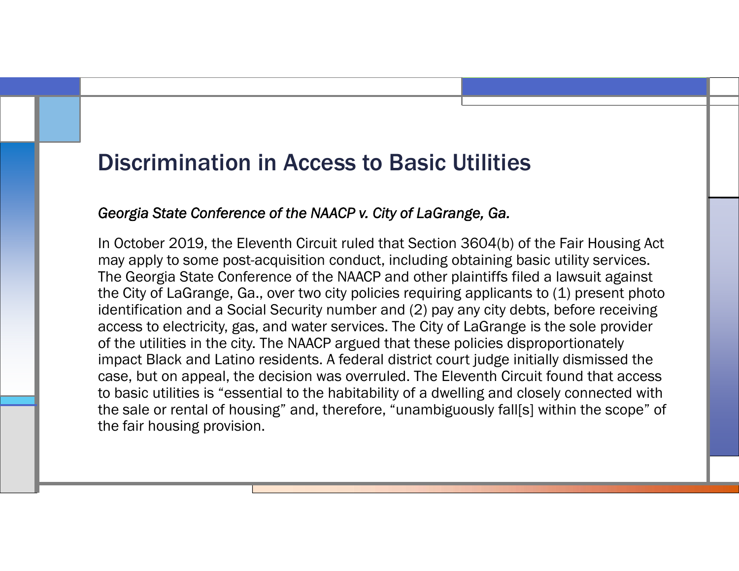# Discrimination in Access to Basic Utilities

*Georgia State Conference of the NAACP v. City of LaGrange, Ga.*

In October 2019, the Eleventh Circuit ruled that Section 3604(b) of the Fair Housing Act may apply to some post-acquisition conduct, including obtaining basic utility services. The Georgia State Conference of the NAACP and other plaintiffs filed a lawsuit against the City of LaGrange, Ga., over two city policies requiring applicants to (1) present photo identification and a Social Security number and (2) pay any city debts, before receiving access to electricity, gas, and water services. The City of LaGrange is the sole provider of the utilities in the city. The NAACP argued that these policies disproportionately impact Black and Latino residents. A federal district court judge initially dismissed the case, but on appeal, the decision was overruled. The Eleventh Circuit found that access to basic utilities is "essential to the habitability of a dwelling and closely connected with the sale or rental of housing" and, therefore, "unambiguously fall[s] within the scope" of the fair housing provision.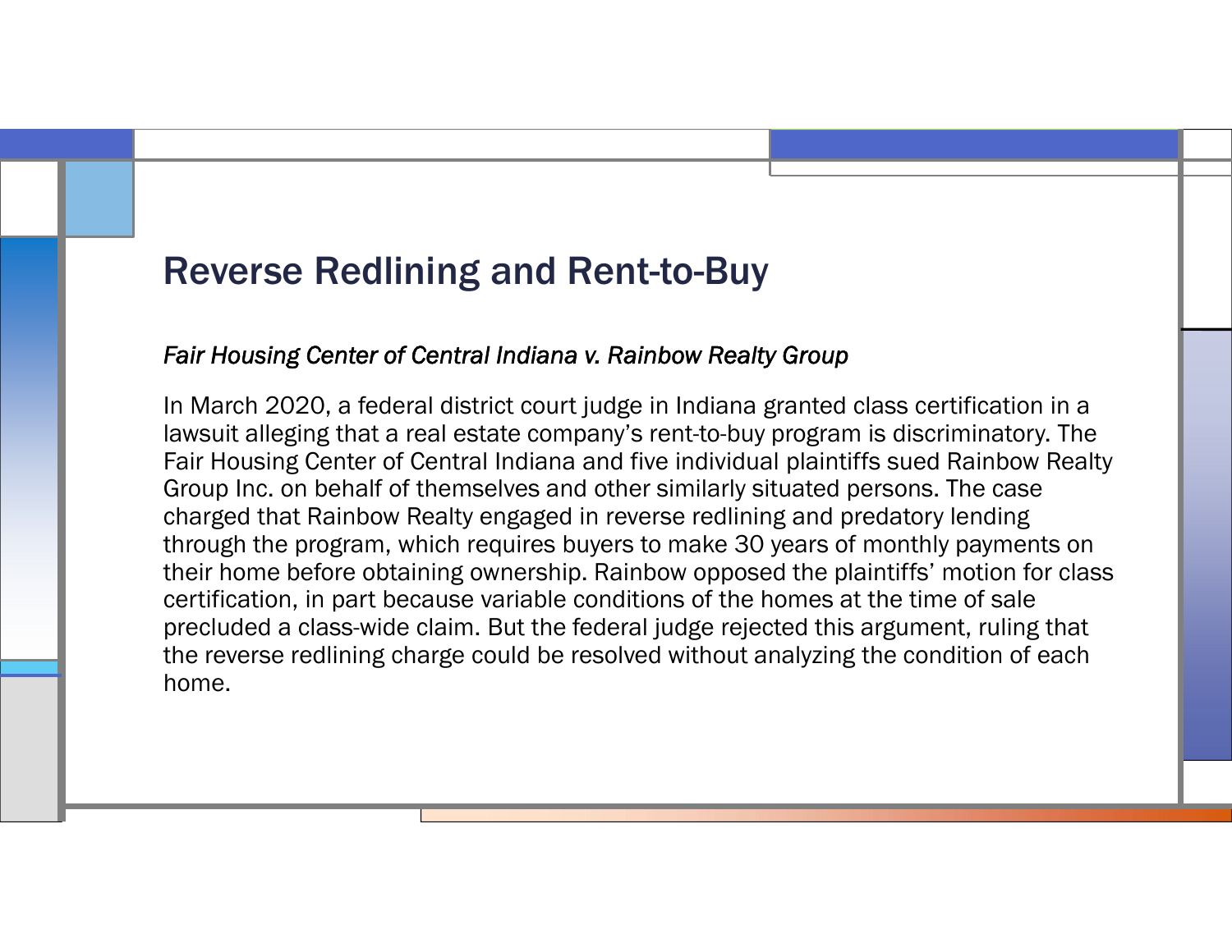# Reverse Redlining and Rent-to-Buy

*Fair Housing Center of Central Indiana v. Rainbow Realty Group*

In March 2020, a federal district court judge in Indiana granted class certification in a lawsuit alleging that a real estate company's rent-to-buy program is discriminatory. The Fair Housing Center of Central Indiana and five individual plaintiffs sued Rainbow Realty Group Inc. on behalf of themselves and other similarly situated persons. The case charged that Rainbow Realty engaged in reverse redlining and predatory lending through the program, which requires buyers to make 30 years of monthly payments on their home before obtaining ownership. Rainbow opposed the plaintiffs' motion for class certification, in part because variable conditions of the homes at the time of sale precluded a class-wide claim. But the federal judge rejected this argument, ruling that the reverse redlining charge could be resolved without analyzing the condition of each home.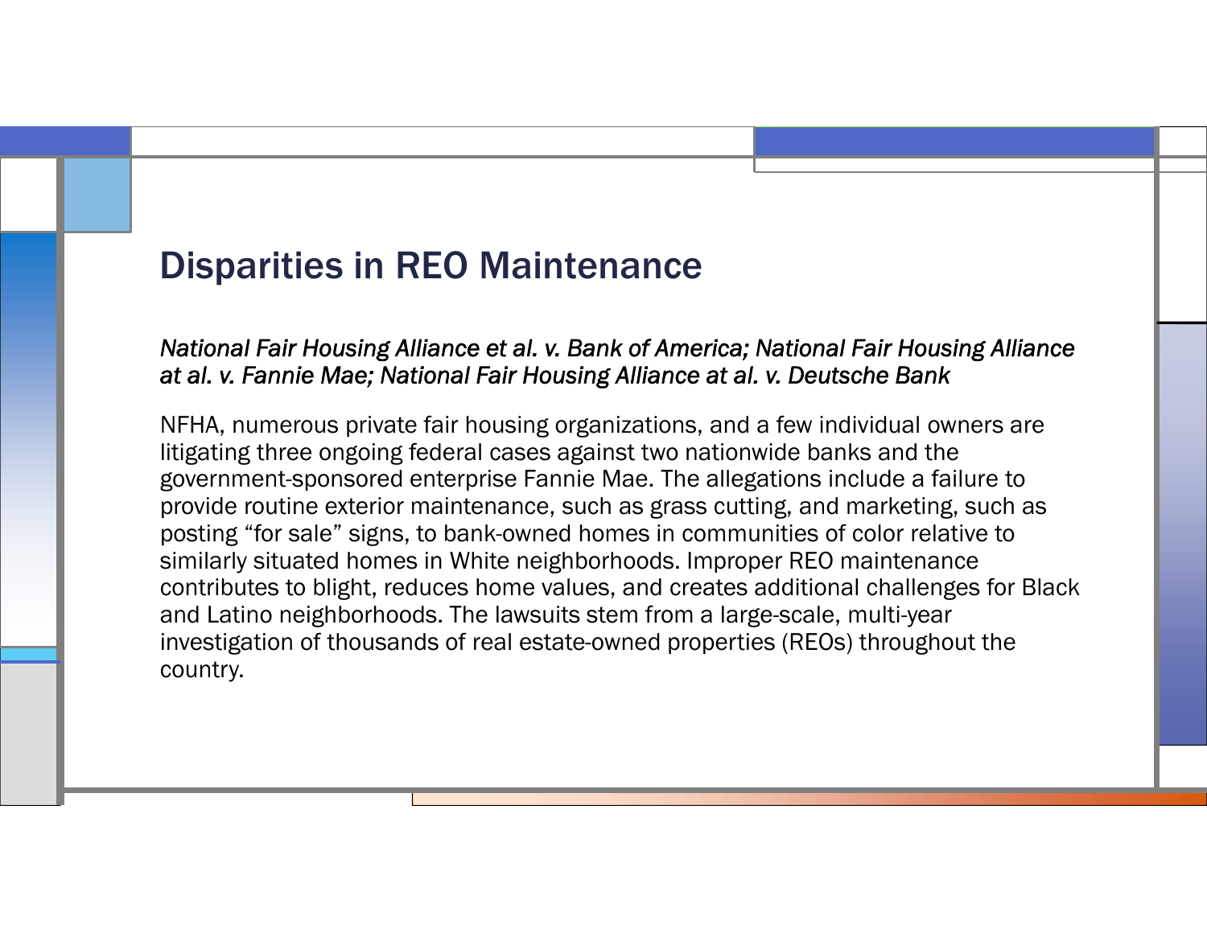# Disparities in REO Maintenance

*National Fair Housing Alliance et al. v. Bank of America; National Fair Housing Alliance at al. v. Fannie Mae; National Fair Housing Alliance at al. v. Deutsche Bank*

NFHA, numerous private fair housing organizations, and a few individual owners are litigating three ongoing federal cases against two nationwide banks and the government-sponsored enterprise Fannie Mae. The allegations include a failure to provide routine exterior maintenance, such as grass cutting, and marketing, such as posting "for sale" signs, to bank-owned homes in communities of color relative to similarly situated homes in White neighborhoods. Improper REO maintenance contributes to blight, reduces home values, and creates additional challenges for Black and Latino neighborhoods. The lawsuits stem from a large-scale, multi-year investigation of thousands of real estate-owned properties (REOs) throughout the country.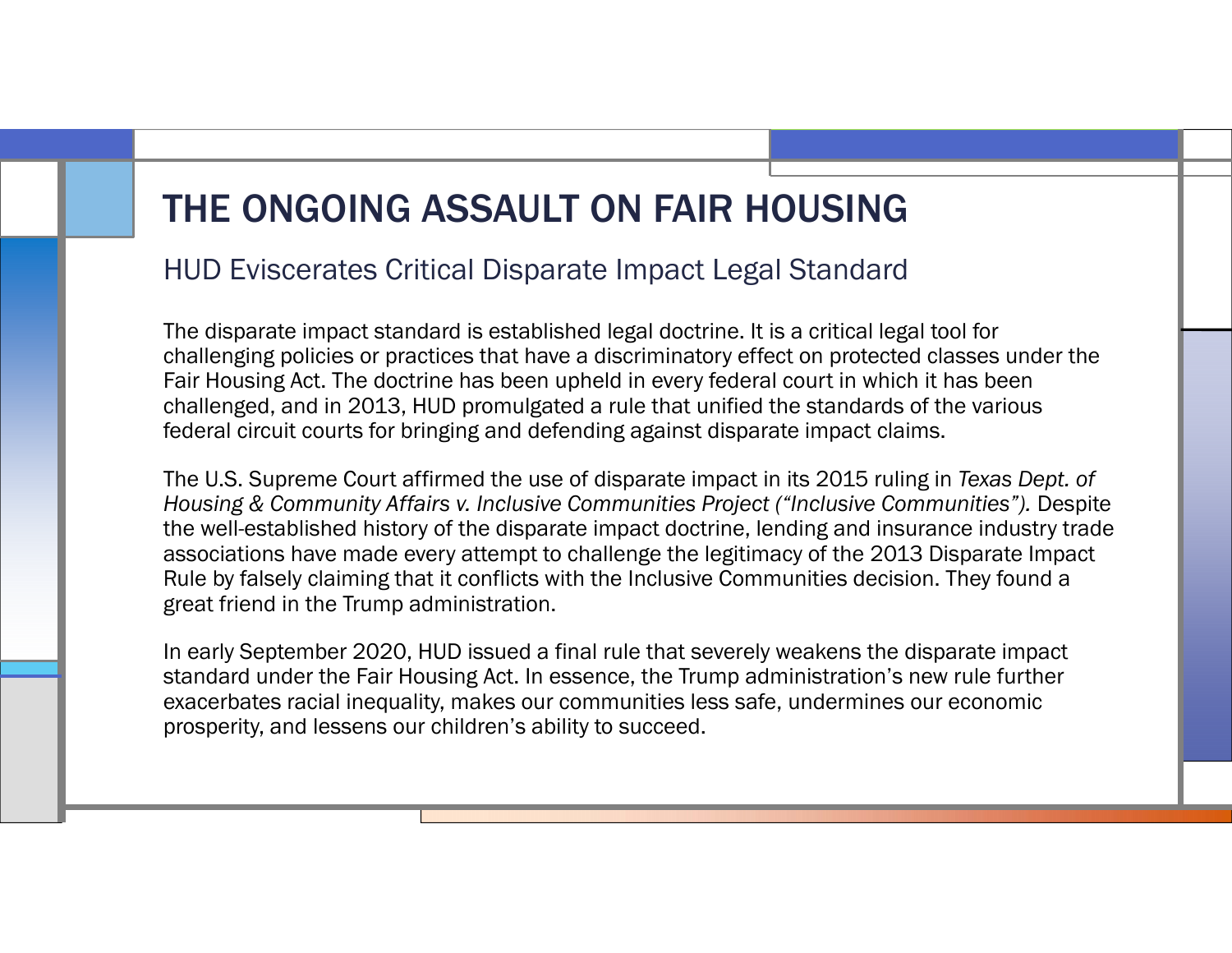# THE ONGOING ASSAULT ON FAIR HOUSING

## HUD Eviscerates Critical Disparate Impact Legal Standard

The disparate impact standard is established legal doctrine. It is a critical legal tool for challenging policies or practices that have a discriminatory effect on protected classes under the Fair Housing Act. The doctrine has been upheld in every federal court in which it has been challenged, and in 2013, HUD promulgated a rule that unified the standards of the various federal circuit courts for bringing and defending against disparate impact claims.

The U.S. Supreme Court affirmed the use of disparate impact in its 2015 ruling in *Texas Dept. of Housing & Community Affairs v. Inclusive Communities Project ("Inclusive Communities").* Despite the well-established history of the disparate impact doctrine, lending and insurance industry trade associations have made every attempt to challenge the legitimacy of the 2013 Disparate Impact Rule by falsely claiming that it conflicts with the Inclusive Communities decision. They found a great friend in the Trump administration.

In early September 2020, HUD issued a final rule that severely weakens the disparate impact standard under the Fair Housing Act. In essence, the Trump administration's new rule further exacerbates racial inequality, makes our communities less safe, undermines our economic prosperity, and lessens our children's ability to succeed.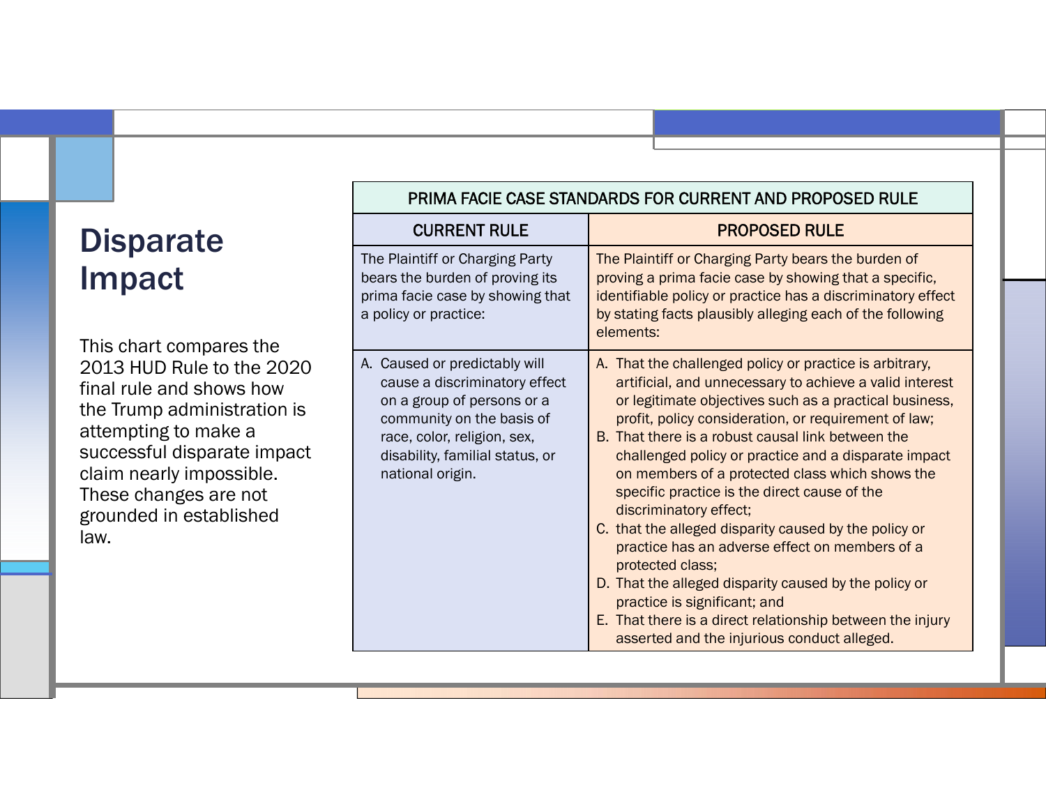# Disparate Impact

This chart compares the 2013 HUD Rule to the 2020 final rule and shows how the Trump administration is attempting to make a successful disparate impact claim nearly impossible. These changes are not grounded in established law.

| PRIMA FACIE CASE STANDARDS FOR CURRENT AND PROPOSED RULE | |
|---|---|
| **CURRENT RULE** | **PROPOSED RULE** |
| The Plaintiff or Charging Party bears the burden of proving its prima facie case by showing that a policy or practice: | The Plaintiff or Charging Party bears the burden of proving a prima facie case by showing that a specific, identifiable policy or practice has a discriminatory effect by stating facts plausibly alleging each of the following elements: |
| A. Caused or predictably will cause a discriminatory effect on a group of persons or a community on the basis of race, color, religion, sex, disability, familial status, or national origin. | A. That the challenged policy or practice is arbitrary, artificial, and unnecessary to achieve a valid interest or legitimate objectives such as a practical business, profit, policy consideration, or requirement of law;<br>B. That there is a robust causal link between the challenged policy or practice and a disparate impact on members of a protected class which shows the specific practice is the direct cause of the discriminatory effect;<br>C. that the alleged disparity caused by the policy or practice has an adverse effect on members of a protected class;<br>D. That the alleged disparity caused by the policy or practice is significant; and<br>E. That there is a direct relationship between the injury asserted and the injurious conduct alleged. |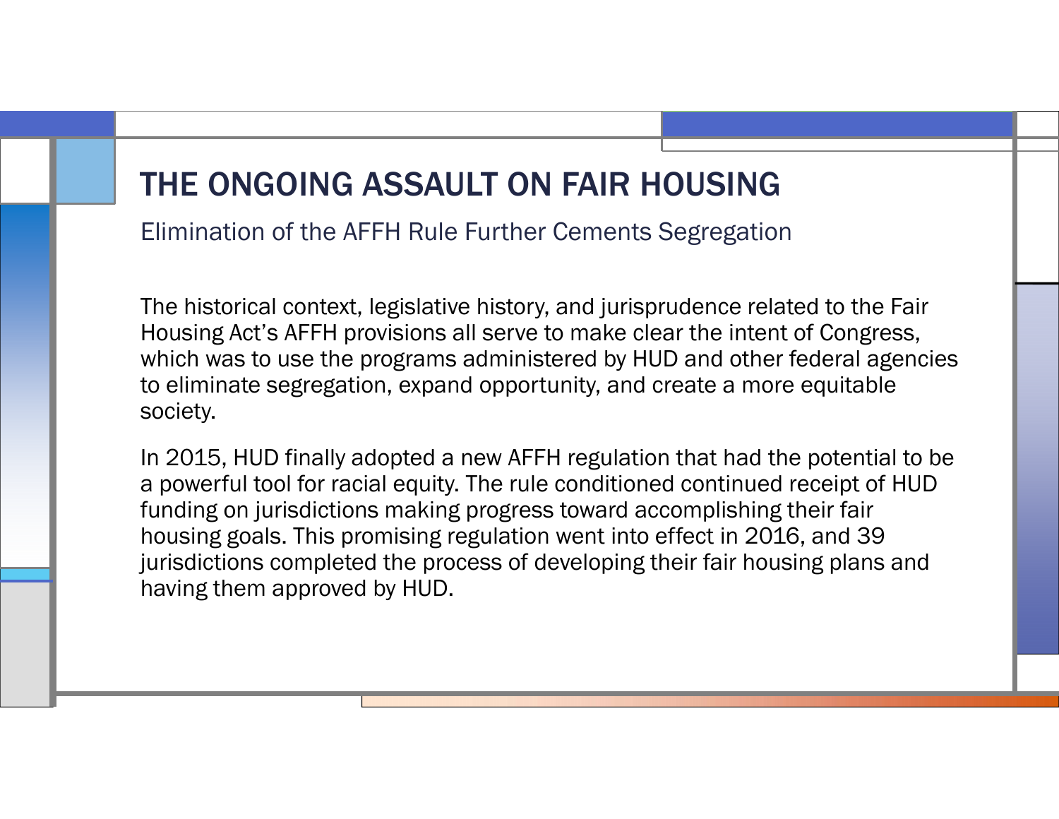# THE ONGOING ASSAULT ON FAIR HOUSING

## Elimination of the AFFH Rule Further Cements Segregation

The historical context, legislative history, and jurisprudence related to the Fair Housing Act's AFFH provisions all serve to make clear the intent of Congress, which was to use the programs administered by HUD and other federal agencies to eliminate segregation, expand opportunity, and create a more equitable society.

In 2015, HUD finally adopted a new AFFH regulation that had the potential to be a powerful tool for racial equity. The rule conditioned continued receipt of HUD funding on jurisdictions making progress toward accomplishing their fair housing goals. This promising regulation went into effect in 2016, and 39 jurisdictions completed the process of developing their fair housing plans and having them approved by HUD.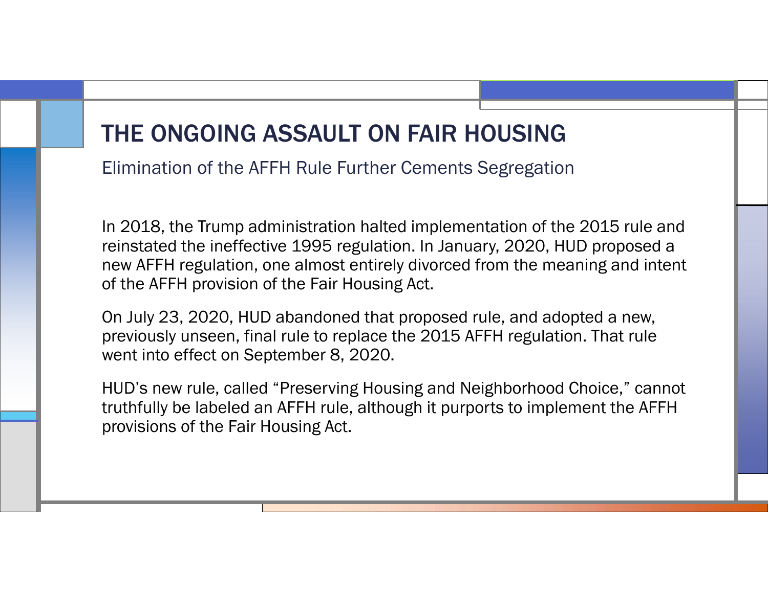# THE ONGOING ASSAULT ON FAIR HOUSING

## Elimination of the AFFH Rule Further Cements Segregation

In 2018, the Trump administration halted implementation of the 2015 rule and reinstated the ineffective 1995 regulation. In January, 2020, HUD proposed a new AFFH regulation, one almost entirely divorced from the meaning and intent of the AFFH provision of the Fair Housing Act.

On July 23, 2020, HUD abandoned that proposed rule, and adopted a new, previously unseen, final rule to replace the 2015 AFFH regulation. That rule went into effect on September 8, 2020.

HUD's new rule, called "Preserving Housing and Neighborhood Choice," cannot truthfully be labeled an AFFH rule, although it purports to implement the AFFH provisions of the Fair Housing Act.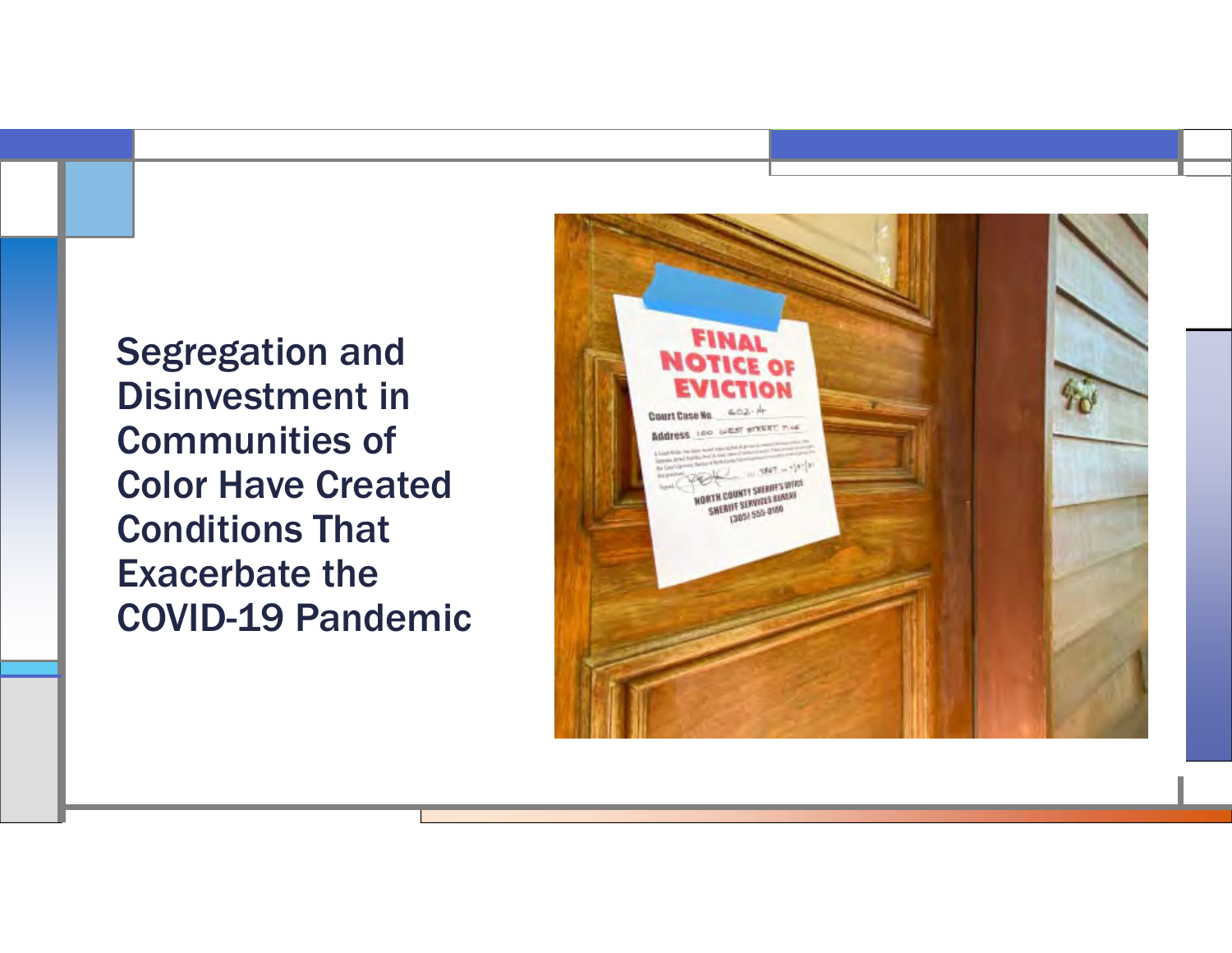# Segregation and Disinvestment in Communities of Color Have Created Conditions That Exacerbate the COVID-19 Pandemic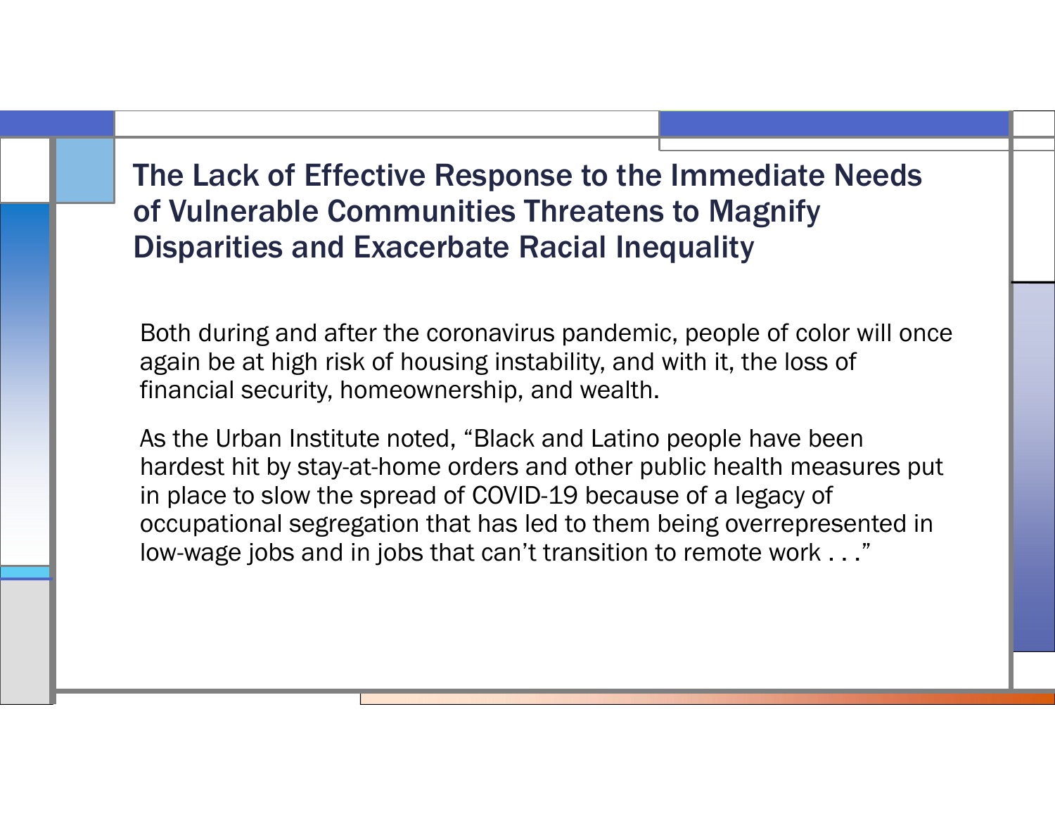## The Lack of Effective Response to the Immediate Needs of Vulnerable Communities Threatens to Magnify Disparities and Exacerbate Racial Inequality

Both during and after the coronavirus pandemic, people of color will once again be at high risk of housing instability, and with it, the loss of financial security, homeownership, and wealth.

As the Urban Institute noted, "Black and Latino people have been hardest hit by stay-at-home orders and other public health measures put in place to slow the spread of COVID-19 because of a legacy of occupational segregation that has led to them being overrepresented in low-wage jobs and in jobs that can't transition to remote work . . ."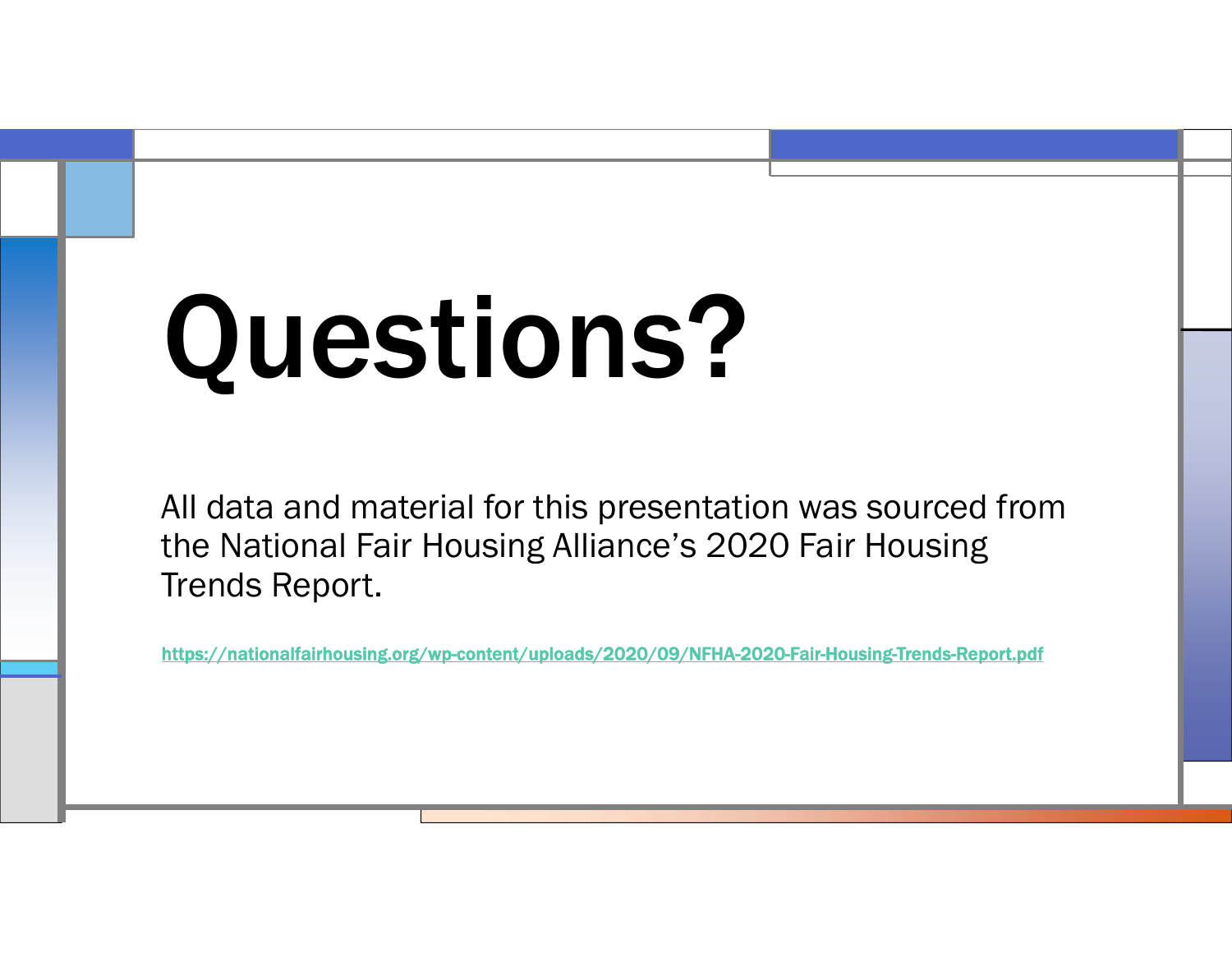# Questions?

All data and material for this presentation was sourced from the National Fair Housing Alliance's 2020 Fair Housing Trends Report.

https://nationalfairhousing.org/wp-content/uploads/2020/09/NFHA-2020-Fair-Housing-Trends-Report.pdf